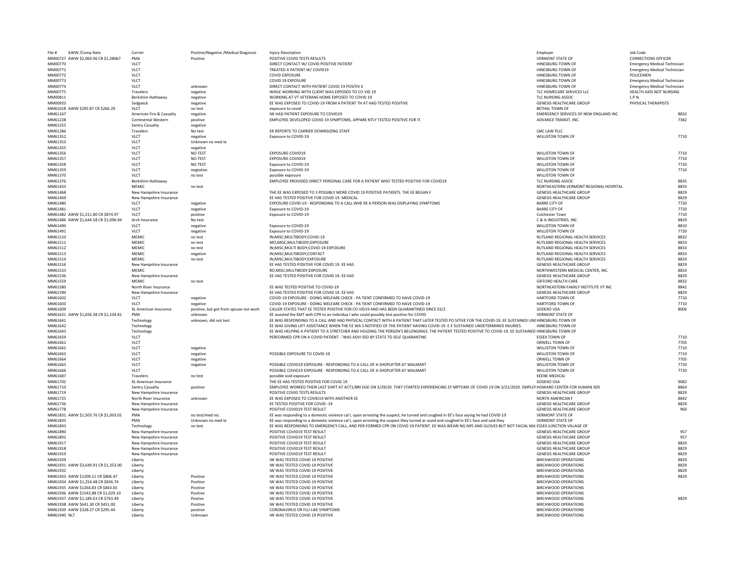| File # | AWW /Comp Rate | Carrier | Positive/Negative /Medical Diagnosis | Injury Descirption | Employer | Job Code |
|---|---|---|---|---|---|---|
| MM00727 | AWW $2,069.96 CR $1,38067 | PMA | Positive | POSITIVE COVID TESTS RESULTS | VERMONT STATE OF | CORRECTIONS OFFICER |
| MM00770 | | VLCT | | DIRECT CONTACT W/ COVID POSITIVE PATIENT | HINESBURG TOWN OF | Emergency Medical Technician |
| MM00771 | | VLCT | | TREATED A PATIENT W/ COVID19 | HINESBURG TOWN OF | Emergency Medical Technician |
| MM00772 | | VLCT | | COVID EXPOSURE | HINESBURG TOWN OF | POLICEMEN |
| MM00773 | | VLCT | | COVID 19 EXPOSURE | HINESBURG TOWN OF | Emergency Medical Technician |
| MM00774 | | VLCT | unknown | DIRECT CONTACT WITH PATIENT COVID 19 POSITIV E | HINESBURG TOWN OF | Emergency Medical Technician |
| MM00775 | | Travelers | negative | WHILE WORKING WITH CLIENT WAS EXPOSED TO CO VID 19 | TLC HOMECARE SERVICES LLC | HEALTH AIDS NOT NURSING |
| MM00811 | | Berkshire Hathaway | negative | WORKING AT VT VETERANS HOME EXPOSED TO COVID 19 | TLC NURSING ASSOC | L.P.N. |
| MM00933 | | Sedgwick | negative | EE WAS EXPOSED TO COVID-19 FROM A PATIENT TH AT HAD TESTED POSITIVE | GENESIS HEALTHCARE GROUP | PHYSICAL THERAPISTS |
| MM61018 | AWW $295.87 CR $266.29 | VLCT | no test | exposure to covid | BETHAL TOWN OF | |
| MM61167 | | American Fire & Casualty | negative | IW HAD PATIENT EXPOSURE TO COVID19 | EMERGENCY SERVICES OF NEW ENGLAND INC | 8832 |
| MM61228 | | Continental Western | positive | EMPLOYEE DEVELOPED COVID-19 SYMPTOMS, APPARE NTLY TESTED POSITIVE FOR IT. | ADVANCE TRANSIT, INC. | 7382 |
| MM61255 | | Sentry Casualty | negative | | | |
| MM61286 | | Travelers | No test | ER REPORTS TO CARRIER DOWNSIZING STAFF | LMC LAW PLLC | |
| MM61352 | | VLCT | negative | Exposure to COVID-19 | WILLISTON TOWN OF | 7710 |
| MM61353 | | VLCT | Unknown no med tx | | | |
| MM61355 | | VLCT | negative | | | |
| MM61356 | | VLCT | NO TEST | EXPOSURE-COVID19 | WILLISTON TOWN OF | 7710 |
| MM61357 | | VLCT | NO TEST | EXPOSURE-COVID19 | WILLISTON TOWN OF | 7710 |
| MM61358 | | VLCT | NO TEST | Exposure to COVID-19 | WILLISTON TOWN OF | 7720 |
| MM61359 | | VLCT | negtative | Exposure to COVID-19 | WILLISTON TOWN OF | 7710 |
| MM61370 | | VLCT | no test | possible exposure | WILLISTON TOWN OF | |
| MM61376 | | Berkshire Hathaway | | EMPLOYEE PROVIDED DIRECT PERSONAL CARE FOR A PATIENT WHO TESTED POSITIVE FOR COVID19 | TLC NURSING ASSOC | 8835 |
| MM61433 | | MEMIC | no test | | NORTHEASTERN VERMONT REGIONAL HOSPITAL | 8833 |
| MM61468 | | New Hampshire Insurance | | THE EE WAS EXPOSED TO 3 POSSIBLY MORE COVID 19 POSITIVE PATIENTS. THE EE BEGAN F | GENESIS HEALTHCARE GROUP | 8829 |
| MM61469 | | New Hampshire Insurance | | EE HAS TESTED POSITIVE FOR COVID 19. MEDICAL | GENESIS HEALTHCARE GROUP | 8829 |
| MM61480 | | VLCT | negative | EXPOSURE COVID-19 - RESPONDING TO A CALL WHE RE A PERSON WAS DISPLAYING SYMPTOMS | BARRE CITY OF | 7720 |
| MM61481 | | VLCT | negative | Exposure to COVID-19 | BARRE CITY OF | 7720 |
| MM61482 | AWW $1,311.80 CR $874.97 | VLCT | positive | Exposure to COVID-19 | Colchester Town | 7710 |
| MM61486 | AWW $1,644.58 CR $1,096.94 | Arch Insurance | No test | | C & A INDUSTRIES, INC. | 8829 |
| MM61490 | | VLCT | negative | Exposure to COVID-19 | WILLISTON TOWN OF | 8810 |
| MM61491 | | VLCT | negative | Exposure to COVID-19 | WILLISTON TOWN OF | 7720 |
| MM61510 | | MEMIC | no test | IN;MISC;MULTIBODY;COVID-19 | RUTLAND REGIONAL HEALTH SERVICES | 8832 |
| MM61511 | | MEMIC | no test | MO;MISC;MULTIBODY;EXPOSURE | RUTLAND REGIONAL HEALTH SERVICES | 8833 |
| MM61512 | | MEMIC | no test | IN;MISC;MULTI BODY;COVID-19 EXPOSURE | RUTLAND REGIONAL HEALTH SERVICES | 8833 |
| MM61513 | | MEMIC | negative | IN;MISC;MULTIBODY;CONTACT | RUTLAND REGIONAL HEALTH SERVICES | 8833 |
| MM61514 | | MEMIC | no test | IN;MISC;MULTIBODY;EXPOSURE | RUTLAND REGIONAL HEALTH SERVICES | 8833 |
| MM61516 | | New Hampshire Insurance | | EE HAS TESTED POSITIVE FOR COVID 19. EE HAS | GENESIS HEALTHCARE GROUP | 8829 |
| MM61533 | | MEMIC | | RO;MISC;MULTIBODY;EXPOSURE | NORTHWESTERN MEDICAL CENTER, INC. | 8833 |
| MM61536 | | New Hampshire Insurance | | EE HAS TESTED POSITIVE FOR COVID 19. EE HAS | GENESIS HEALTHCARE GROUP | 8829 |
| MM61559 | | MEMIC | no test | | GIFFORD HEALTH CARE | 8832 |
| MM61580 | | North River Insurance | | EE WAS TESTED POSITIVE TO COVID-19 | NORTHEASTERN FAMILY INSTITUTE VT INC | 8842 |
| MM61590 | | New Hampshire Insurance | | EE HAS TESTED POSITIVE FOR COVID 19. EE HAS | GENESIS HEALTHCARE GROUP | 8829 |
| MM61602 | | VLCT | negative | COVID-19 EXPOSURE - DOING WELFARE CHECK - PA TIENT CONFIRMED TO HAVE COVID-19 | HARTFORD TOWN OF | 7710 |
| MM61603 | | VLCT | negative | COVID-19 EXPOSURE - DOING WELFARE CHECK - PA TIENT CONFIRMED TO HAVE COVID-19 | HARTFORD TOWN OF | 7710 |
| MM61609 | | XL American Insurance | positive, but got from spouse not work | CALLER STATES THAT EE TESTED POSITIVE FOR CO VID19 AND HAS BEEN QUARANTINED SINCE 03/2 | SODEXO USA | 8006 |
| MM61631 | AWW $1,656.38 CR $1,104.81 | PMA | unknown | EE assisted the EMT with CPR to an individua l who could possibly test positive for COVID | VERMONT STATE OF | |
| MM61641 | | Technology | unknown, did not test | EE WAS RESPONDING TO A CALL AND HAD PHYSICAL CONTACT WITH A PATIENT THAT LATER TESTED PO SITIVE FOR THE COVID-19. EE SUSTAINED UNI | HINESBURG TOWN OF | |
| MM61642 | | Technology | | EE WAS GIVING LIFT ASSISTANCE WHEN THE EE WA S NOTIFIED OF THE PATIENT HAVING COVID-19. E E SUSTAINED UNDETERMINED INJURIES. | HINESBURG TOWN OF | |
| MM61643 | | Technology | | EE WAS HELPING A PATIENT TO A STRETCHER AND HOLDING THE PERSON'S BELONGINGS. THE PATIENT TESTED POSITIVE TO COVID-19. EE SUSTAINED | HINESBURG TOWN OF | |
| MM61659 | | VLCT | | PERFORMED CPR ON A COVID PATIENT - 'WAS ADVI SED BY STATE TO SELF QUARANTINE | ESSEX TOWN OF | 7710 |
| MM61661 | | VLCT | | | ORWELL TOWN OF | 7705 |
| MM61662 | | VLCT | negative | | WILLISTON TOWN OF | 7710 |
| MM61663 | | VLCT | negative | POSSIBLE EXPOSURE TO COVID-19 | WILLISTON TOWN OF | 7710 |
| MM61664 | | VLCT | negative | | ORWELL TOWN OF | 7705 |
| MM61665 | | VLCT | negative | POSSIBLE COVID19 EXPOSURE - RESPONDING TO A CALL OF A SHOPLIFTER AT WALMART | WILLISTON TOWN OF | 7720 |
| MM61666 | | VLCT | | POSSIBLE COVID19 EXPOSURE - RESPONDING TO A CALL OF A SHOPLIFTER AT WALMART | WILLISTON TOWN OF | 7720 |
| MM61687 | | Travelers | no test | possible ovid exposure | KEENE MEDICAL | |
| MM61702 | | XL American Insurance | | THE EE HAS TESTED POSITIVE FOR COVID 19. | SODEXO USA | 9082 |
| MM61710 | | Sentry Casualty | positive | EMPLOYEE WORKED THEIR LAST SHIFT AT ACT1/BRI DGE ON 3/29/20. THEY STARTED EXPERIENCING SY MPTOMS OF COVID 19 ON 3/21/2020. EMPLO | HOWARD CENTER FOR HUMAN SER | 8864 |
| MM61719 | | New Hampshire Insurance | | POSITIVE COVID TESTS RESULTS | GENESIS HEALTHCARE GROUP | 8829 |
| MM61725 | | North River Insurance | unknown | EE WAS EXPOSED TO COVID19 WITH ANOTHER EE | NORTH AMERICAN F | 8842 |
| MM61736 | | New Hampshire Insurance | | EE TESTED POSITIVE FOR COVID -19 | GENESIS HEALTHCARE GROUP | 8829 |
| MM61778 | | New Hampshire Insurance | | POSITIVE COVID19 TEST RESULT | GENESIS HEALTHCARE GROUP | 960 |
| MM61831 | AWW $1,503.76 CR $1,003.01 | PMA | no test/med rec | EE was responding to a domestic violence cal l, upon arresting the suspect, he turned and coughed in EE's face saying he had COVID-19 | VERMONT STATE OF | |
| MM61835 | | PMA | Unknown no med tx | EE was responding to a domestic violence cal l, upon arresting the suspect they turned ar ound and coughed in EE's face and said they | VERMONT STATE OF | |
| MM61843 | | Technology | no test | EE WAS RESPONDING TO EMERGENCY CALL, AND PER FORMED CPR ON COVID 19 PATIENT. EE WAS WEARI NG N95 AND GLOVES BUT NOT FACIAL MA | ESSEX JUNCTION VILLAGE OF | |
| MM61890 | | New Hampshire Insurance | | POSITIVE COVID19 TEST RESULT | GENESIS HEALTHCARE GROUP | 957 |
| MM61891 | | New Hampshire Insurance | | POSITIVE COVID19 TEST RESULT | GENESIS HEALTHCARE GROUP | 957 |
| MM61917 | | New Hampshire Insurance | | POSITIVE COVID19 TEST RESULT | GENESIS HEALTHCARE GROUP | 8829 |
| MM61918 | | New Hampshire Insurance | | POSITIVE COVID19 TEST RESULT | GENESIS HEALTHCARE GROUP | 8829 |
| MM61919 | | New Hampshire Insurance | | POSITIVE COVID19 TEST RESULT | GENESIS HEALTHCARE GROUP | 8829 |
| MM61929 | | Liberty | | IW WAS TESTED COVID 19 POSITIVE | BIRCHWOOD OPERATIONS | 8829 |
| MM61931 | AWW $3,649.91 CR $1,353.00 | Liberty | | IW WAS TESTED COVID 19 POSITIVE | BIRCHWOOD OPERATIONS | 8829 |
| MM61932 | | Liberty | | IW WAS TESTED COVID 19 POSITIVE | BIRCHWOOD OPERATIONS | 8829 |
| MM61933 | AWW $1209.11 CR $806.47 | Liberty | Positive | IW WAS TESTED COVID 19 POSITIVE | BIRCHWOOD OPERATIONS | 8829 |
| MM61934 | AWW $1,254.48 CR $836.74 | Liberty | Positive | IW WAS TESTED COVID 19 POSITIVE | BIRCHWOOD OPERATIONS | |
| MM61935 | AWW $1264.83 CR $843.65 | Liberty | Positive | IW WAS TESTED COVID 19 POSITIVE | BIRCHWOOD OPERATIONS | |
| MM61936 | AWW $1543.88 CR $1,029.10 | Liberty | Positive | IW WAS TESTED COVID 19 POSITIVE | BIRCHWOOD OPERATIONS | |
| MM61937 | AWW $1,189.63 CR $793.49 | Liberty | Postive | IW WAS TESTED COVID 19 POSITIVE | BIRCHWOOD OPERATIONS | 8829 |
| MM61938 | AWW $641.30 CR $451.00 | Liberty | Positive | IW WAS TESTED COVID 19 POSITIVE | BIRCHWOOD OPERATIONS | |
| MM61939 | AWW $328.27 CR $295.44 | Liberty | positive | CORONAVIRUS OR FLU LIKE SYMPTOMS | BIRCHWOOD OPERATIONS | |
| MM61940 | NLT | Liberty | Unknown | IW WAS TESTED COVID 19 POSITIVE | BIRCHWOOD OPERATIONS | |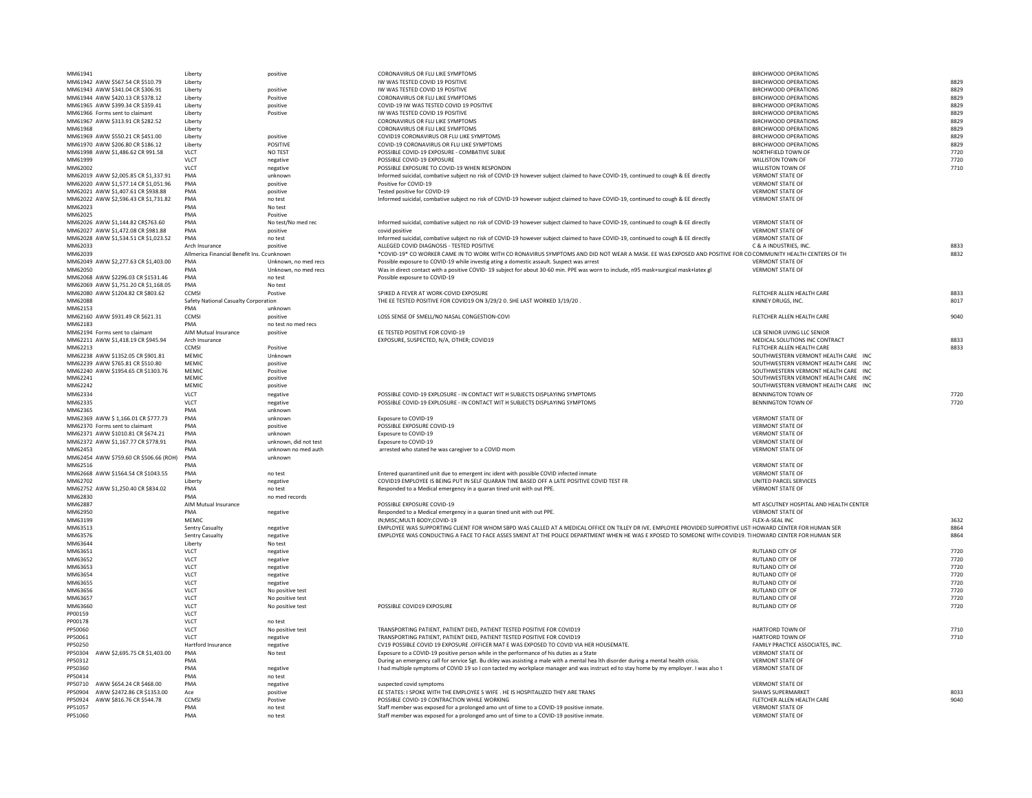| | | | | | |
|---|---|---|---|---|---|
| MM61941 | Liberty | positive | CORONAVIRUS OR FLU LIKE SYMPTOMS | BIRCHWOOD OPERATIONS | |
| MM61942 AWW $567.54 CR $510.79 | Liberty | | IW WAS TESTED COVID 19 POSITIVE | BIRCHWOOD OPERATIONS | 8829 |
| MM61943 AWW $341.04 CR $306.91 | Liberty | positive | IW WAS TESTED COVID 19 POSITIVE | BIRCHWOOD OPERATIONS | 8829 |
| MM61944 AWW $420.13 CR $378.12 | Liberty | Positive | CORONAVIRUS OR FLU LIKE SYMPTOMS | BIRCHWOOD OPERATIONS | 8829 |
| MM61965 AWW $399.34 CR $359.41 | Liberty | positive | COVID-19 IW WAS TESTED COVID 19 POSITIVE | BIRCHWOOD OPERATIONS | 8829 |
| MM61966 Forms sent to claimant | Liberty | Positive | IW WAS TESTED COVID 19 POSITIVE | BIRCHWOOD OPERATIONS | 8829 |
| MM61967 AWW $313.91 CR $282.52 | Liberty | | CORONAVIRUS OR FLU LIKE SYMPTOMS | BIRCHWOOD OPERATIONS | 8829 |
| MM61968 | Liberty | | CORONAVIRUS OR FLU LIKE SYMPTOMS | BIRCHWOOD OPERATIONS | 8829 |
| MM61969 AWW $550.21 CR $451.00 | Liberty | positive | COVID19 CORONAVIRUS OR FLU LIKE SYMPTOMS | BIRCHWOOD OPERATIONS | 8829 |
| MM61970 AWW $206.80 CR $186.12 | Liberty | POSITIVE | COVID-19 CORONAVIRUS OR FLU LIKE SYMPTOMS | BIRCHWOOD OPERATIONS | 8829 |
| MM61998 AWW $1,486.62 CR 991.58 | VLCT | NO TEST | POSSIBLE COVID-19 EXPOSURE - COMBATIVE SUBJE | NORTHFIELD TOWN OF | 7720 |
| MM61999 | VLCT | negative | POSSIBLE COVID-19 EXPOSURE | WILLISTON TOWN OF | 7720 |
| MM62002 | VLCT | negative | POSSIBLE EXPOSURE TO COVID-19 WHEN RESPONDIN | WILLISTON TOWN OF | 7710 |
| MM62019 AWW $2,005.85 CR $1,337.91 | PMA | unknown | Informed suicidal, combative subject no risk of COVID-19 however subject claimed to have COVID-19, continued to cough & EE directly | VERMONT STATE OF | |
| MM62020 AWW $1,577.14 CR $1,051.96 | PMA | positive | Positive for COVID-19 | VERMONT STATE OF | |
| MM62021 AWW $1,407.61 CR $938.88 | PMA | positive | Tested positive for COVID-19 | VERMONT STATE OF | |
| MM62022 AWW $2,596.43 CR $1,731.82 | PMA | no test | Informed suicidal, combative subject no risk of COVID-19 however subject claimed to have COVID-19, continued to cough & EE directly | VERMONT STATE OF | |
| MM62023 | PMA | No test | | | |
| MM62025 | PMA | Positive | | | |
| MM62026 AWW $1,144.82 CR$763.60 | PMA | No test/No med rec | Informed suicidal, combative subject no risk of COVID-19 however subject claimed to have COVID-19, continued to cough & EE directly | VERMONT STATE OF | |
| MM62027 AWW $1,472.08 CR $981.88 | PMA | positive | covid positive | VERMONT STATE OF | |
| MM62028 AWW $1,534.51 CR $1,023.52 | PMA | no test | Informed suicidal, combative subject no risk of COVID-19 however subject claimed to have COVID-19, continued to cough & EE directly | VERMONT STATE OF | |
| MM62033 | Arch Insurance | positive | ALLEGED COVID DIAGNOSIS - TESTED POSITIVE | C & A INDUSTRIES, INC. | 8833 |
| MM62039 | Allmerica Financial Benefit Ins. Co | unknown | *COVID-19* CO WORKER CAME IN TO WORK WITH CO RONAVIRUS SYMPTOMS AND DID NOT WEAR A MASK. EE WAS EXPOSED AND POSITIVE FOR CO | COMMUNITY HEALTH CENTERS OF TH | 8832 |
| MM62049 AWW $2,277.63 CR $1,403.00 | PMA | Unknown, no med recs | Possible exposure to COVID-19 while investig ating a domestic assault. Suspect was arrest | VERMONT STATE OF | |
| MM62050 | PMA | Unknown, no med recs | Was in direct contact with a positive COVID- 19 subject for about 30-60 min. PPE was worn to include, n95 mask+surgical mask+latex gl | VERMONT STATE OF | |
| MM62068 AWW $2296.03 CR $1531.46 | PMA | no test | Possible exposure to COVID-19 | | |
| MM62069 AWW $1,751.20 CR $1,168.05 | PMA | No test | | | |
| MM62080 AWW $1204.82 CR $803.62 | CCMSI | Postive | SPIKED A FEVER AT WORK-COVID EXPOSURE | FLETCHER ALLEN HEALTH CARE | 8833 |
| MM62088 | Safety National Casualty Corporation | | THE EE TESTED POSITIVE FOR COVID19 ON 3/29/2 0. SHE LAST WORKED 3/19/20 . | KINNEY DRUGS, INC. | 8017 |
| MM62153 | PMA | unknown | | | |
| MM62160 AWW $931.49 CR $621.31 | CCMSI | positive | LOSS SENSE OF SMELL/NO NASAL CONGESTION-COVI | FLETCHER ALLEN HEALTH CARE | 9040 |
| MM62183 | PMA | no test no med recs | | | |
| MM62194 Forms sent to claimant | AIM Mutual Insurance | positive | EE TESTED POSITIVE FOR COVID-19 | LCB SENIOR LIVING LLC SENIOR | |
| MM62211 AWW $1,418.19 CR $945.94 | Arch Insurance | | EXPOSURE, SUSPECTED, N/A, OTHER; COVID19 | MEDICAL SOLUTIONS INC CONTRACT | 8833 |
| MM62213 | CCMSI | Positive | | FLETCHER ALLEN HEALTH CARE | 8833 |
| MM62238 AWW $1352.05 CR $901.81 | MEMIC | Unknown | | SOUTHWESTERN VERMONT HEALTH CARE INC | |
| MM62239 AWW $765.81 CR $510.80 | MEMIC | positive | | SOUTHWESTERN VERMONT HEALTH CARE INC | |
| MM62240 AWW $1954.65 CR $1303.76 | MEMIC | Positive | | SOUTHWESTERN VERMONT HEALTH CARE INC | |
| MM62241 | MEMIC | positive | | SOUTHWESTERN VERMONT HEALTH CARE INC | |
| MM62242 | MEMIC | positive | | SOUTHWESTERN VERMONT HEALTH CARE INC | |
| MM62334 | VLCT | negative | POSSIBLE COVID-19 EXPLOSURE - IN CONTACT WIT H SUBJECTS DISPLAYING SYMPTOMS | BENNINGTON TOWN OF | 7720 |
| MM62335 | VLCT | negative | POSSIBLE COVID-19 EXPLOSURE - IN CONTACT WIT H SUBJECTS DISPLAYING SYMPTOMS | BENNINGTON TOWN OF | 7720 |
| MM62365 | PMA | unknown | | | |
| MM62369 AWW $ 1,166.01 CR $777.73 | PMA | unknown | Exposure to COVID-19 | VERMONT STATE OF | |
| MM62370 Forms sent to claimant | PMA | positive | POSSIBLE EXPOSURE COVID-19 | VERMONT STATE OF | |
| MM62371 AWW $1010.81 CR $674.21 | PMA | unknown | Exposure to COVID-19 | VERMONT STATE OF | |
| MM62372 AWW $1,167.77 CR $778.91 | PMA | unknown, did not test | Exposure to COVID-19 | VERMONT STATE OF | |
| MM62453 | PMA | unknown no med auth | arrested who stated he was caregiver to a COVID mom | VERMONT STATE OF | |
| MM62454 AWW $759.60 CR $506.66 (ROH) | PMA | unknown | | | |
| MM62516 | PMA | | | VERMONT STATE OF | |
| MM62668 AWW $1564.54 CR $1043.55 | PMA | no test | Entered quarantined unit due to emergent inc ident with possible COVID infected inmate | VERMONT STATE OF | |
| MM62702 | Liberty | negative | COVID19 EMPLOYEE IS BEING PUT IN SELF QUARAN TINE BASED OFF A LATE POSITIVE COVID TEST FR | UNITED PARCEL SERVICES | |
| MM62752 AWW $1,250.40 CR $834.02 | PMA | no test | Responded to a Medical emergency in a quaran tined unit with out PPE. | VERMONT STATE OF | |
| MM62830 | PMA | no med records | | | |
| MM62887 | AIM Mutual Insurance | | POSSIBLE EXPOSURE COVID-19 | MT ASCUTNEY HOSPITAL AND HEALTH CENTER | |
| MM62950 | PMA | negative | Responded to a Medical emergency in a quaran tined unit with out PPE. | VERMONT STATE OF | |
| MM63199 | MEMIC | | IN;MISC;MULTI BODY;COVID-19 | FLEX-A-SEAL INC | 3632 |
| MM63513 | Sentry Casualty | negative | EMPLOYEE WAS SUPPORTING CLIENT FOR WHOM SBPD WAS CALLED AT A MEDICAL OFFICE ON TILLEY DR IVE. EMPLOYEE PROVIDED SUPPORTIVE LIST | HOWARD CENTER FOR HUMAN SER | 8864 |
| MM63576 | Sentry Casualty | negative | EMPLOYEE WAS CONDUCTING A FACE TO FACE ASSES SMENT AT THE POLICE DEPARTMENT WHEN HE WAS E XPOSED TO SOMEONE WITH COVID19. T | HOWARD CENTER FOR HUMAN SER | 8864 |
| MM63644 | Liberty | No test | | | |
| MM63651 | VLCT | negative | | RUTLAND CITY OF | 7720 |
| MM63652 | VLCT | negative | | RUTLAND CITY OF | 7720 |
| MM63653 | VLCT | negative | | RUTLAND CITY OF | 7720 |
| MM63654 | VLCT | negative | | RUTLAND CITY OF | 7720 |
| MM63655 | VLCT | negative | | RUTLAND CITY OF | 7720 |
| MM63656 | VLCT | No positive test | | RUTLAND CITY OF | 7720 |
| MM63657 | VLCT | No positive test | | RUTLAND CITY OF | 7720 |
| MM63660 | VLCT | No positive test | POSSIBLE COVID19 EXPOSURE | RUTLAND CITY OF | 7720 |
| PP00159 | VLCT | | | | |
| PP00178 | VLCT | no test | | | |
| PP50060 | VLCT | No positive test | TRANSPORTING PATIENT, PATIENT DIED, PATIENT TESTED POSITIVE FOR COVID19 | HARTFORD TOWN OF | 7710 |
| PP50061 | VLCT | negative | TRANSPORTING PATIENT, PATIENT DIED, PATIENT TESTED POSITIVE FOR COVID19 | HARTFORD TOWN OF | 7710 |
| PP50250 | Hartford Insurance | negative | CV19 POSSIBLE COVID 19 EXPOSURE .OFFICER MAT E WAS EXPOSED TO COVID VIA HER HOUSEMATE. | FAMILY PRACTICE ASSOCIATES, INC. | |
| PP50304 AWW $2,695.75 CR $1,403.00 | PMA | No test | Exposure to a COVID-19 positive person while in the performance of his duties as a State | VERMONT STATE OF | |
| PP50312 | PMA | | During an emergency call for service Sgt. Bu ckley was assisting a male with a mental hea lth disorder during a mental health crisis. | VERMONT STATE OF | |
| PP50360 | PMA | negative | I had multiple symptoms of COVID 19 so I con tacted my workplace manager and was instruct ed to stay home by my employer. I was also t | VERMONT STATE OF | |
| PP50414 | PMA | no test | | | |
| PP50710 AWW $654.24 CR $468.00 | PMA | negative | suspected covid symptoms | VERMONT STATE OF | |
| PP50904 AWW $2472.86 CR $1353.00 | Ace | positive | EE STATES: I SPOKE WITH THE EMPLOYEE S WIFE . HE IS HOSPITALIZED THEY ARE TRANS | SHAWS SUPERMARKET | 8033 |
| PP50924 AWW $816.76 CR $544.78 | CCMSI | Postive | POSSIBLE COVID-19 CONTRACTION WHILE WORKING | FLETCHER ALLEN HEALTH CARE | 9040 |
| PP51057 | PMA | no test | Staff member was exposed for a prolonged amo unt of time to a COVID-19 positive inmate. | VERMONT STATE OF | |
| PP51060 | PMA | no test | Staff member was exposed for a prolonged amo unt of time to a COVID-19 positive inmate. | VERMONT STATE OF | |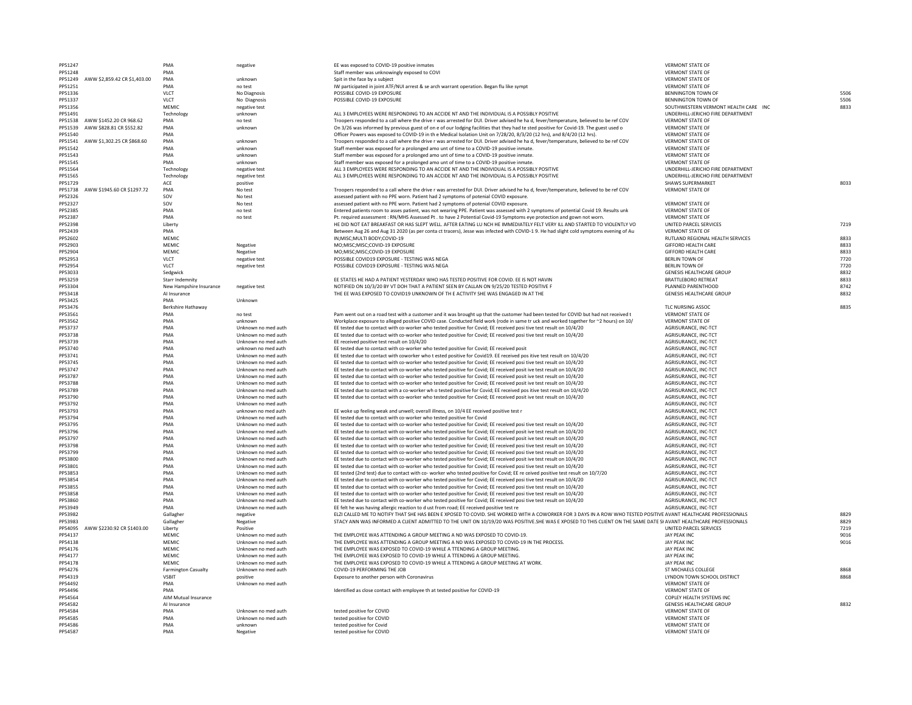| | | | | | | |
|---|---|---|---|---|---|---|
| PP51247 | | PMA | negative | EE was exposed to COVID-19 positive inmates | VERMONT STATE OF | |
| PP51248 | | PMA | | Staff member was unknowingly exposed to COVI | VERMONT STATE OF | |
| PP51249 | AWW $2,859.42 CR $1,403.00 | PMA | unknown | Spit in the face by a subject | VERMONT STATE OF | |
| PP51251 | | PMA | no test | IW participated in joint ATF/NUI arrest & se arch warrant operation. Began flu like sympt | VERMONT STATE OF | |
| PP51336 | | VLCT | No Diagnosis | POSSIBLE COVID-19 EXPOSURE | BENNINGTON TOWN OF | 5506 |
| PP51337 | | VLCT | No Diagnosis | POSSIBLE COVID-19 EXPOSURE | BENNINGTON TOWN OF | 5506 |
| PP51356 | | MEMIC | negative test | | SOUTHWESTERN VERMONT HEALTH CARE INC | 8833 |
| PP51491 | | Technology | unknown | ALL 3 EMPLOYEES WERE RESPONDING TO AN ACCIDE NT AND THE INDIVIDUAL IS A POSSIBLY POSITIVE | UNDERHILL-JERICHO FIRE DEPARTMENT | |
| PP51538 | AWW $1452.20 CR 968.62 | PMA | no test | Troopers responded to a call where the drive r was arrested for DUI. Driver advised he ha d, fever/temperature, believed to be ref COV | VERMONT STATE OF | |
| PP51539 | AWW $828.81 CR $552.82 | PMA | unknown | On 3/26 was informed by previous guest of on e of our lodging facilities that they had te sted positive for Covid-19. The guest used o | VERMONT STATE OF | |
| PP51540 | | PMA | | Officer Powers was exposed to COVID-19 in th e Medical Isolation Unit on 7/28/20, 8/3/20 (12 hrs), and 8/4/20 (12 hrs). | VERMONT STATE OF | |
| PP51541 | AWW $1,302.25 CR $868.60 | PMA | unknown | Troopers responded to a call where the drive r was arrested for DUI. Driver advised he ha d, fever/temperature, believed to be ref COV | VERMONT STATE OF | |
| PP51542 | | PMA | unknown | Staff member was exposed for a prolonged amo unt of time to a COVID-19 positive inmate. | VERMONT STATE OF | |
| PP51543 | | PMA | unknown | Staff member was exposed for a prolonged amo unt of time to a COVID-19 positive inmate. | VERMONT STATE OF | |
| PP51545 | | PMA | unknown | Staff member was exposed for a prolonged amo unt of time to a COVID-19 positive inmate. | VERMONT STATE OF | |
| PP51564 | | Technology | negative test | ALL 3 EMPLOYEES WERE RESPONDING TO AN ACCIDE NT AND THE INDIVIDUAL IS A POSSIBLY POSITIVE | UNDERHILL-JERICHO FIRE DEPARTMENT | |
| PP51565 | | Technology | negative test | ALL 3 EMPLOYEES WERE RESPONDING TO AN ACCIDE NT AND THE INDIVIDUAL IS A POSSIBLY POSITIVE | UNDERHILL-JERICHO FIRE DEPARTMENT | |
| PP51729 | | ACE | positive | | SHAWS SUPERMARKET | 8033 |
| PP51738 | AWW $1945.60 CR $1297.72 | PMA | No test | Troopers responded to a call where the drive r was arrested for DUI. Driver advised he ha d, fever/temperature, believed to be ref COV | VERMONT STATE OF | |
| PP52326 | | SOV | No test | assessed patient with no PPE worn. Patient had 2 symptoms of potenial COVID exposure. | | |
| PP52327 | | SOV | No test | assessed patient with no PPE worn. Patient had 2 symptoms of potenial COVID exposure. | VERMONT STATE OF | |
| PP52385 | | PMA | no test | Entered patients room to asses patient, was not wearing PPE. Patient was assessed with 2 symptoms of potential Covid 19. Results unk | VERMONT STATE OF | |
| PP52387 | | PMA | no test | Pt. required assessment : RN/MHS Assessed Pt . to have 2 Potential Covid-19 Symptoms eye protection and gown not worn. | VERMONT STATE OF | |
| PP52398 | | Liberty | | HE DID NOT EAT BREAKFAST OR HAS SLEPT WELL. AFTER EATING LU NCH HE IMMEDIATELY FELT VERY ILL AND STARTED TO VIOLENTLY VO | UNITED PARCEL SERVICES | 7219 |
| PP52439 | | PMA | | Between Aug 26 and Aug 31 2020 (as per conta ct tracers), Jesse was infected with COVID-1 9. He had slight cold symptoms evening of Au | VERMONT STATE OF | |
| PP52602 | | MEMIC | | IN;MISC;MULTI BODY;COVID-19 | RUTLAND REGIONAL HEALTH SERVICES | 8833 |
| PP52903 | | MEMIC | Negative | MO;MISC;MISC;COVID-19 EXPOSURE | GIFFORD HEALTH CARE | 8833 |
| PP52904 | | MEMIC | Negative | MO;MISC;MISC;COVID-19 EXPOSURE | GIFFORD HEALTH CARE | 8833 |
| PP52953 | | VLCT | negative test | POSSIBLE COVID19 EXPOSURE - TESTING WAS NEGA | BERLIN TOWN OF | 7720 |
| PP52954 | | VLCT | negative test | POSSIBLE COVID19 EXPOSURE - TESTING WAS NEGA | BERLIN TOWN OF | 7720 |
| PP53033 | | Sedgwick | | | GENESIS HEALTHCARE GROUP | 8832 |
| PP53259 | | Starr Indemnity | | EE STATES HE HAD A PATIENT YESTERDAY WHO HAS TESTED POSITIVE FOR COVID. EE IS NOT HAVIN | BRATTLEBORO RETREAT | 8833 |
| PP53304 | | New Hampshire Insurance | negative test | NOTIFIED ON 10/3/20 BY VT DOH THAT A PATIENT SEEN BY CALLAN ON 9/25/20 TESTED POSITIVE F | PLANNED PARENTHOOD | 8742 |
| PP53418 | | AI Insurance | | THE EE WAS EXPOSED TO COVID19 UNKNOWN OF TH E ACTIVITY SHE WAS ENGAGED IN AT THE | GENESIS HEALTHCARE GROUP | 8832 |
| PP53425 | | PMA | Unknown | | | |
| PP53476 | | Berkshire Hathaway | | | TLC NURSING ASSOC | 8835 |
| PP53561 | | PMA | no test | Pam went out on a road test with a customer and it was brought up that the customer had been tested for COVID but had not received t | VERMONT STATE OF | |
| PP53562 | | PMA | unknown | Workplace exposure to alleged positive COVID case. Conducted field work (rode in same tr uck and worked together for ~2 hours) on 10/ | VERMONT STATE OF | |
| PP53737 | | PMA | Unknown no med auth | EE tested due to contact with co-worker who tested positive for Covid; EE received posi tive test result on 10/4/20 | AGRISURANCE, INC-TCT | |
| PP53738 | | PMA | Unknown no med auth | EE tested due to contact with co-worker who tested positive for Covid; EE received posi tive test result on 10/4/20 | AGRISURANCE, INC-TCT | |
| PP53739 | | PMA | Unknown no med auth | EE received positive test result on 10/4/20 | AGRISURANCE, INC-TCT | |
| PP53740 | | PMA | unknown no med auth | EE tested due to contact with co-worker who tested positive for Covid; EE received posit | AGRISURANCE, INC-TCT | |
| PP53741 | | PMA | Unknown no med auth | EE tested due to contact with coworker who t ested positive for Covid19. EE received pos itive test result on 10/4/20 | AGRISURANCE, INC-TCT | |
| PP53745 | | PMA | Unknown no med auth | EE tested due to contact with co-worker who tested positive for Covid; EE received posi tive test result on 10/4/20 | AGRISURANCE, INC-TCT | |
| PP53747 | | PMA | Unknown no med auth | EE tested due to contact with co-worker who tested positive for Covid; EE received posit ive test result on 10/4/20 | AGRISURANCE, INC-TCT | |
| PP53787 | | PMA | Unknown no med auth | EE tested due to contact with co-worker who tested positive for Covid; EE received posit ive test result on 10/4/20 | AGRISURANCE, INC-TCT | |
| PP53788 | | PMA | Unknown no med auth | EE tested due to contact with co-worker who tested positive for Covid; EE received posit ive test result on 10/4/20 | AGRISURANCE, INC-TCT | |
| PP53789 | | PMA | Unknown no med auth | EE tested due to contact with a co-worker wh o tested positive for Covid; EE received pos itive test result on 10/4/20 | AGRISURANCE, INC-TCT | |
| PP53790 | | PMA | Unknown no med auth | EE tested due to contact with co-worker who tested positive for Covid; EE received posit ive test result on 10/4/20 | AGRISURANCE, INC-TCT | |
| PP53792 | | PMA | Unknown no med auth | | AGRISURANCE, INC-TCT | |
| PP53793 | | PMA | unknown no med auth | EE woke up feeling weak and unwell; overall illness, on 10/4 EE received positive test r | AGRISURANCE, INC-TCT | |
| PP53794 | | PMA | Unknown no med auth | EE tested due to contact with co-worker who tested positive for Covid | AGRISURANCE, INC-TCT | |
| PP53795 | | PMA | Unknown no med auth | EE tested due to contact with co-worker who tested positive for Covid; EE received posi tive test result on 10/4/20 | AGRISURANCE, INC-TCT | |
| PP53796 | | PMA | Unknown no med auth | EE tested due to contact with co-worker who tested positive for Covid; EE received posit ive test result on 10/4/20 | AGRISURANCE, INC-TCT | |
| PP53797 | | PMA | Unknown no med auth | EE tested due to contact with co-worker who tested positive for Covid; EE received posit ive test result on 10/4/20 | AGRISURANCE, INC-TCT | |
| PP53798 | | PMA | Unknown no med auth | EE tested due to contact with co-worker who tested positive for Covid; EE received posi tive test result on 10/4/20 | AGRISURANCE, INC-TCT | |
| PP53799 | | PMA | Unknown no med auth | EE tested due to contact with co-worker who tested positive for Covid; EE received posi tive test result on 10/4/20 | AGRISURANCE, INC-TCT | |
| PP53800 | | PMA | Unknown no med auth | EE tested due to contact with co-worker who tested positive for Covid; EE received posi tive test result on 10/4/20 | AGRISURANCE, INC-TCT | |
| PP53801 | | PMA | Unknown no med auth | EE tested due to contact with co-worker who tested positive for Covid; EE received posi tive test result on 10/4/20 | AGRISURANCE, INC-TCT | |
| PP53853 | | PMA | Unknown no med auth | EE tested (2nd test) due to contact with co- worker who tested positive for Covid; EE re ceived positive test result on 10/7/20 | AGRISURANCE, INC-TCT | |
| PP53854 | | PMA | Unknown no med auth | EE tested due to contact with co-worker who tested positive for Covid; EE received posi tive test result on 10/4/20 | AGRISURANCE, INC-TCT | |
| PP53855 | | PMA | Unknown no med auth | EE tested due to contact with co-worker who tested positive for Covid; EE received posi tive test result on 10/4/20 | AGRISURANCE, INC-TCT | |
| PP53858 | | PMA | Unknown no med auth | EE tested due to contact with co-worker who tested positive for Covid; EE received posi tive test result on 10/4/20 | AGRISURANCE, INC-TCT | |
| PP53860 | | PMA | Unknown no med auth | EE tested due to contact with co-worker who tested positive for Covid; EE received posi tive test result on 10/4/20 | AGRISURANCE, INC-TCT | |
| PP53949 | | PMA | Unknown no med auth | EE felt he was having allergic reaction to d ust from road; EE received positive test re | AGRISURANCE, INC-TCT | |
| PP53982 | | Gallagher | negative | ELZI CALLED ME TO NOTIFY THAT SHE HAS BEEN E XPOSED TO COVID. SHE WORKED WITH A COWORKER FOR 3 DAYS IN A ROW WHO TESTED POSITIVE | AVANT HEALTHCARE PROFESSIONALS | 8829 |
| PP53983 | | Gallagher | Negative | STACY ANN WAS INFORMED A CLIENT ADMITTED TO THE UNIT ON 10/19/20 WAS POSITIVE.SHE WAS E XPOSED TO THIS CLIENT ON THE SAME DATE SI | AVANT HEALTHCARE PROFESSIONALS | 8829 |
| PP54095 | AWW $2230.92 CR $1403.00 | Liberty | Positive | | UNITED PARCEL SERVICES | 7219 |
| PP54137 | | MEMIC | Unknown no med auth | THE EMPLOYEE WAS ATTENDING A GROUP MEETING A ND WAS EXPOSED TO COVID-19. | JAY PEAK INC | 9016 |
| PP54138 | | MEMIC | Unknown no med auth | THE EMPLOYEE WAS ATTENDING A GROUP MEETING A ND WAS EXPOSED TO COVID-19 IN THE PROCESS. | JAY PEAK INC | 9016 |
| PP54176 | | MEMIC | Unknown no med auth | THE EMPLOYEE WAS EXPOSED TO COVID-19 WHILE A TTENDING A GROUP MEETING. | JAY PEAK INC | |
| PP54177 | | MEMIC | Unknown no med auth | THE EMPLOYEE WAS EXPOSED TO COVID-19 WHILE A TTENDING A GROUP MEETING. | JAY PEAK INC | |
| PP54178 | | MEMIC | Unknown no med auth | THE EMPLOYEE WAS EXPOSED TO COVID-19 WHILE A TTENDING A GROUP MEETING AT WORK. | JAY PEAK INC | |
| PP54276 | | Farmington Casualty | Unknown no med auth | COVID-19 PERFORMING THE JOB | ST MICHAELS COLLEGE | 8868 |
| PP54319 | | VSBIT | positive | Exposure to another person with Coronavirus | LYNDON TOWN SCHOOL DISTRICT | 8868 |
| PP54492 | | PMA | Unknown no med auth | | VERMONT STATE OF | |
| PP54496 | | PMA | | Identified as close contact with employee th at tested positive for COVID-19 | VERMONT STATE OF | |
| PP54564 | | AIM Mutual Insurance | | | COPLEY HEALTH SYSTEMS INC | |
| PP54582 | | AI Insurance | | | GENESIS HEALTHCARE GROUP | 8832 |
| PP54584 | | PMA | Unknown no med auth | tested positive for COVID | VERMONT STATE OF | |
| PP54585 | | PMA | Unknown no med auth | tested positive for COVID | VERMONT STATE OF | |
| PP54586 | | PMA | unknown | tested positive for Covid | VERMONT STATE OF | |
| PP54587 | | PMA | Negative | tested positive for COVID | VERMONT STATE OF | |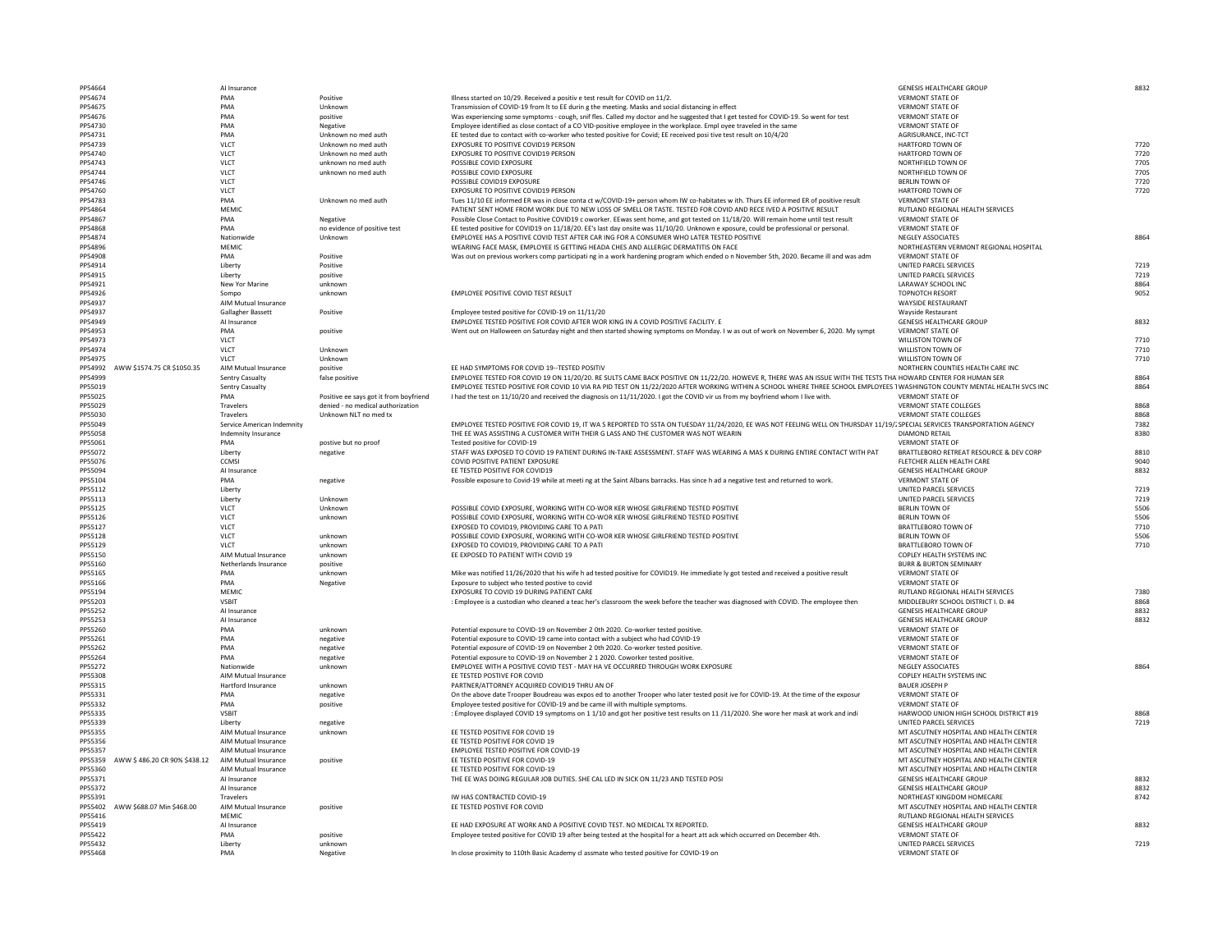| | | | | | | |
|---|---|---|---|---|---|---|
| PP54664 | | AI Insurance | | | GENESIS HEALTHCARE GROUP | 8832 |
| PP54674 | | PMA | Positive | Illness started on 10/29. Received a positiv e test result for COVID on 11/2. | VERMONT STATE OF | |
| PP54675 | | PMA | Unknown | Transmission of COVID-19 from It to EE durin g the meeting. Masks and social distancing in effect | VERMONT STATE OF | |
| PP54676 | | PMA | positive | Was experiencing some symptoms - cough, snif fles. Called my doctor and he suggested that I get tested for COVID-19. So went for test | VERMONT STATE OF | |
| PP54730 | | PMA | Negative | Employee identified as close contact of a CO VID-positive employee in the workplace. Empl oyee traveled in the same | VERMONT STATE OF | |
| PP54731 | | PMA | Unknown no med auth | EE tested due to contact with co-worker who tested positive for Covid; EE received posi tive test result on 10/4/20 | AGRISURANCE, INC-TCT | |
| PP54739 | | VLCT | Unknown no med auth | EXPOSURE TO POSITIVE COVID19 PERSON | HARTFORD TOWN OF | 7720 |
| PP54740 | | VLCT | Unknown no med auth | EXPOSURE TO POSITIVE COVID19 PERSON | HARTFORD TOWN OF | 7720 |
| PP54743 | | VLCT | unknown no med auth | POSSIBLE COVID EXPOSURE | NORTHFIELD TOWN OF | 7705 |
| PP54744 | | VLCT | unknown no med auth | POSSIBLE COVID EXPOSURE | NORTHFIELD TOWN OF | 7705 |
| PP54746 | | VLCT | | POSSIBLE COVID19 EXPOSURE | BERLIN TOWN OF | 7720 |
| PP54760 | | VLCT | | EXPOSURE TO POSITIVE COVID19 PERSON | HARTFORD TOWN OF | 7720 |
| PP54783 | | PMA | Unknown no med auth | Tues 11/10 EE informed ER was in close conta ct w/COVID-19+ person whom IW co-habitates w ith. Thurs EE informed ER of positive result | VERMONT STATE OF | |
| PP54864 | | MEMIC | | PATIENT SENT HOME FROM WORK DUE TO NEW LOSS OF SMELL OR TASTE. TESTED FOR COVID AND RECE IVED A POSITIVE RESULT | RUTLAND REGIONAL HEALTH SERVICES | |
| PP54867 | | PMA | Negative | Possible Close Contact to Positive COVID19 c oworker. EEwas sent home, and got tested on 11/18/20. Will remain home until test result | VERMONT STATE OF | |
| PP54868 | | PMA | no evidence of positive test | EE tested positive for COVID19 on 11/18/20. EE's last day onsite was 11/10/20. Unknown e xposure, could be professional or personal. | VERMONT STATE OF | |
| PP54874 | | Nationwide | Unknown | EMPLOYEE HAS A POSITIVE COVID TEST AFTER CAR ING FOR A CONSUMER WHO LATER TESTED POSITIVE | NEGLEY ASSOCIATES | 8864 |
| PP54896 | | MEMIC | | WEARING FACE MASK, EMPLOYEE IS GETTING HEADA CHES AND ALLERGIC DERMATITIS ON FACE | NORTHEASTERN VERMONT REGIONAL HOSPITAL | |
| PP54908 | | PMA | Positive | Was out on previous workers comp participati ng in a work hardening program which ended o n November 5th, 2020. Became ill and was adm | VERMONT STATE OF | |
| PP54914 | | Liberty | Positive | | UNITED PARCEL SERVICES | 7219 |
| PP54915 | | Liberty | positive | | UNITED PARCEL SERVICES | 7219 |
| PP54921 | | New Yor Marine | unknown | | LARAWAY SCHOOL INC | 8864 |
| PP54926 | | Sompo | unknown | EMPLOYEE POSITIVE COVID TEST RESULT | TOPNOTCH RESORT | 9052 |
| PP54937 | | AIM Mutual Insurance | | | WAYSIDE RESTAURANT | |
| PP54937 | | Gallagher Bassett | Positive | Employee tested positive for COVID-19 on 11/11/20 | Wayside Restaurant | |
| PP54949 | | AI Insurance | | EMPLOYEE TESTED POSITIVE FOR COVID AFTER WOR KING IN A COVID POSITIVE FACILITY. E | GENESIS HEALTHCARE GROUP | 8832 |
| PP54953 | | PMA | positive | Went out on Halloween on Saturday night and then started showing symptoms on Monday. I w as out of work on November 6, 2020. My sympt | VERMONT STATE OF | |
| PP54973 | | VLCT | | | WILLISTON TOWN OF | 7710 |
| PP54974 | | VLCT | Unknown | | WILLISTON TOWN OF | 7710 |
| PP54975 | | VLCT | Unknown | | WILLISTON TOWN OF | 7710 |
| PP54992 | AWW $1574.75 CR $1050.35 | AIM Mutual Insurance | positive | EE HAD SYMPTOMS FOR COVID 19--TESTED POSITIV | NORTHERN COUNTIES HEALTH CARE INC | |
| PP54999 | | Sentry Casualty | | EMPLOYEE TESTED FOR COVID 19 ON 11/20/20. RE SULTS CAME BACK POSITIVE ON 11/22/20. HOWEVE R, THERE WAS AN ISSUE WITH THE TESTS THA | HOWARD CENTER FOR HUMAN SER | 8864 |
| PP55019 | | Sentry Casualty | | EMPLOYEE TESTED POSITIVE FOR COVID 10 VIA RA PID TEST ON 11/22/2020 AFTER WORKING WITHIN A SCHOOL WHERE THREE SCHOOL EMPLOYEES T | WASHINGTON COUNTY MENTAL HEALTH SVCS INC | 8864 |
| PP55025 | | PMA | Positive ee says got it from boyfriend | I had the test on 11/10/20 and received the diagnosis on 11/11/2020. I got the COVID vir us from my boyfriend whom I live with. | VERMONT STATE OF | |
| PP55029 | | Travelers | denied - no medical authorization | | VERMONT STATE COLLEGES | 8868 |
| PP55030 | | Travelers | Unknown NLT no med tx | | VERMONT STATE COLLEGES | 8868 |
| PP55049 | | Service American Indemnity | | EMPLOYEE TESTED POSITIVE FOR COVID 19, IT WA S REPORTED TO SSTA ON TUESDAY 11/24/2020, EE WAS NOT FEELING WELL ON THURSDAY 11/19/2 | SPECIAL SERVICES TRANSPORTATION AGENCY | 7382 |
| PP55058 | | Indemnity Insurance | | THE EE WAS ASSISTING A CUSTOMER WITH THEIR G LASS AND THE CUSTOMER WAS NOT WEARIN | DIAMOND RETAIL | 8380 |
| PP55061 | | PMA | postive but no proof | Tested positive for COVID-19 | VERMONT STATE OF | |
| PP55072 | | Liberty | negative | STAFF WAS EXPOSED TO COVID 19 PATIENT DURING IN-TAKE ASSESSMENT. STAFF WAS WEARING A MAS K DURING ENTIRE CONTACT WITH PAT | BRATTLEBORO RETREAT RESOURCE & DEV CORP | 8810 |
| PP55076 | | CCMSI | | COVID POSITIVE PATIENT EXPOSURE | FLETCHER ALLEN HEALTH CARE | 9040 |
| PP55094 | | AI Insurance | | EE TESTED POSITIVE FOR COVID19 | GENESIS HEALTHCARE GROUP | 8832 |
| PP55104 | | PMA | negative | Possible exposure to Covid-19 while at meeti ng at the Saint Albans barracks. Has since h ad a negative test and returned to work. | VERMONT STATE OF | |
| PP55112 | | Liberty | | | UNITED PARCEL SERVICES | 7219 |
| PP55113 | | Liberty | Unknown | | UNITED PARCEL SERVICES | 7219 |
| PP55125 | | VLCT | Unknown | POSSIBLE COVID EXPOSURE, WORKING WITH CO-WOR KER WHOSE GIRLFRIEND TESTED POSITIVE | BERLIN TOWN OF | 5506 |
| PP55126 | | VLCT | unknown | POSSIBLE COVID EXPOSURE, WORKING WITH CO-WOR KER WHOSE GIRLFRIEND TESTED POSITIVE | BERLIN TOWN OF | 5506 |
| PP55127 | | VLCT | | EXPOSED TO COVID19, PROVIDING CARE TO A PATI | BRATTLEBORO TOWN OF | 7710 |
| PP55128 | | VLCT | unknown | POSSIBLE COVID EXPOSURE, WORKING WITH CO-WOR KER WHOSE GIRLFRIEND TESTED POSITIVE | BERLIN TOWN OF | 5506 |
| PP55129 | | VLCT | unknown | EXPOSED TO COVID19, PROVIDING CARE TO A PATI | BRATTLEBORO TOWN OF | 7710 |
| PP55150 | | AIM Mutual Insurance | unknown | EE EXPOSED TO PATIENT WITH COVID 19 | COPLEY HEALTH SYSTEMS INC | |
| PP55160 | | Netherlands Insurance | positive | | BURR & BURTON SEMINARY | |
| PP55165 | | PMA | unknown | Mike was notified 11/26/2020 that his wife h ad tested positive for COVID19. He immediate ly got tested and received a positive result | VERMONT STATE OF | |
| PP55166 | | PMA | Negative | Exposure to subject who tested postive to covid | VERMONT STATE OF | |
| PP55194 | | MEMIC | | EXPOSURE TO COVID 19 DURING PATIENT CARE | RUTLAND REGIONAL HEALTH SERVICES | 7380 |
| PP55203 | | VSBIT | | : Employee is a custodian who cleaned a teac her's classroom the week before the teacher was diagnosed with COVID. The employee then | MIDDLEBURY SCHOOL DISTRICT I. D. #4 | 8868 |
| PP55252 | | AI Insurance | | | GENESIS HEALTHCARE GROUP | 8832 |
| PP55253 | | AI Insurance | | | GENESIS HEALTHCARE GROUP | 8832 |
| PP55260 | | PMA | unknown | Potential exposure to COVID-19 on November 2 0th 2020. Co-worker tested positive. | VERMONT STATE OF | |
| PP55261 | | PMA | negative | Potential exposure to COVID-19 came into contact with a subject who had COVID-19 | VERMONT STATE OF | |
| PP55262 | | PMA | negative | Potential exposure of COVID-19 on November 2 0th 2020. Co-worker tested positive. | VERMONT STATE OF | |
| PP55264 | | PMA | negative | Potential exposure to COVID-19 on November 2 1 2020. Coworker tested positive. | VERMONT STATE OF | |
| PP55272 | | Nationwide | unknown | EMPLOYEE WITH A POSITIVE COVID TEST - MAY HA VE OCCURRED THROUGH WORK EXPOSURE | NEGLEY ASSOCIATES | 8864 |
| PP55308 | | AIM Mutual Insurance | | EE TESTED POSTIVE FOR COVID | COPLEY HEALTH SYSTEMS INC | |
| PP55315 | | Hartford Insurance | unknown | PARTNER/ATTORNEY ACQUIRED COVID19 THRU AN OF | BAUER JOSEPH P | |
| PP55331 | | PMA | negative | On the above date Trooper Boudreau was expos ed to another Trooper who later tested posit ive for COVID-19. At the time of the exposur | VERMONT STATE OF | |
| PP55332 | | PMA | positive | Employee tested positive for COVID-19 and be came ill with multiple symptoms. | VERMONT STATE OF | |
| PP55335 | | VSBIT | | : Employee displayed COVID 19 symptoms on 1 1/10 and got her positive test results on 11 /11/2020. She wore her mask at work and indi | HARWOOD UNION HIGH SCHOOL DISTRICT #19 | 8868 |
| PP55339 | | Liberty | negative | | UNITED PARCEL SERVICES | 7219 |
| PP55355 | | AIM Mutual Insurance | unknown | EE TESTED POSITIVE FOR COVID 19 | MT ASCUTNEY HOSPITAL AND HEALTH CENTER | |
| PP55356 | | AIM Mutual Insurance | | EE TESTED POSITIVE FOR COVID 19 | MT ASCUTNEY HOSPITAL AND HEALTH CENTER | |
| PP55357 | | AIM Mutual Insurance | | EMPLOYEE TESTED POSITIVE FOR COVID-19 | MT ASCUTNEY HOSPITAL AND HEALTH CENTER | |
| PP55359 | AWW $ 486.20 CR 90% $438.12 | AIM Mutual Insurance | positive | EE TESTED POSITIVE FOR COVID-19 | MT ASCUTNEY HOSPITAL AND HEALTH CENTER | |
| PP55360 | | AIM Mutual Insurance | | EE TESTED POSITIVE FOR COVID-19 | MT ASCUTNEY HOSPITAL AND HEALTH CENTER | |
| PP55371 | | AI Insurance | | THE EE WAS DOING REGULAR JOB DUTIES. SHE CAL LED IN SICK ON 11/23 AND TESTED POSI | GENESIS HEALTHCARE GROUP | 8832 |
| PP55372 | | AI Insurance | | | GENESIS HEALTHCARE GROUP | 8832 |
| PP55391 | | Travelers | | IW HAS CONTRACTED COVID-19 | NORTHEAST KINGDOM HOMECARE | 8742 |
| PP55402 | AWW $688.07 Min $468.00 | AIM Mutual Insurance | positive | EE TESTED POSTIVE FOR COVID | MT ASCUTNEY HOSPITAL AND HEALTH CENTER | |
| PP55416 | | MEMIC | | | RUTLAND REGIONAL HEALTH SERVICES | |
| PP55419 | | AI Insurance | | EE HAD EXPOSURE AT WORK AND A POSITIVE COVID TEST. NO MEDICAL TX REPORTED. | GENESIS HEALTHCARE GROUP | 8832 |
| PP55422 | | PMA | positive | Employee tested positive for COVID 19 after being tested at the hospital for a heart att ack which occurred on December 4th. | VERMONT STATE OF | |
| PP55432 | | Liberty | unknown | | UNITED PARCEL SERVICES | 7219 |
| PP55468 | | PMA | Negative | In close proximity to 110th Basic Academy cl assmate who tested positive for COVID-19 on | VERMONT STATE OF | |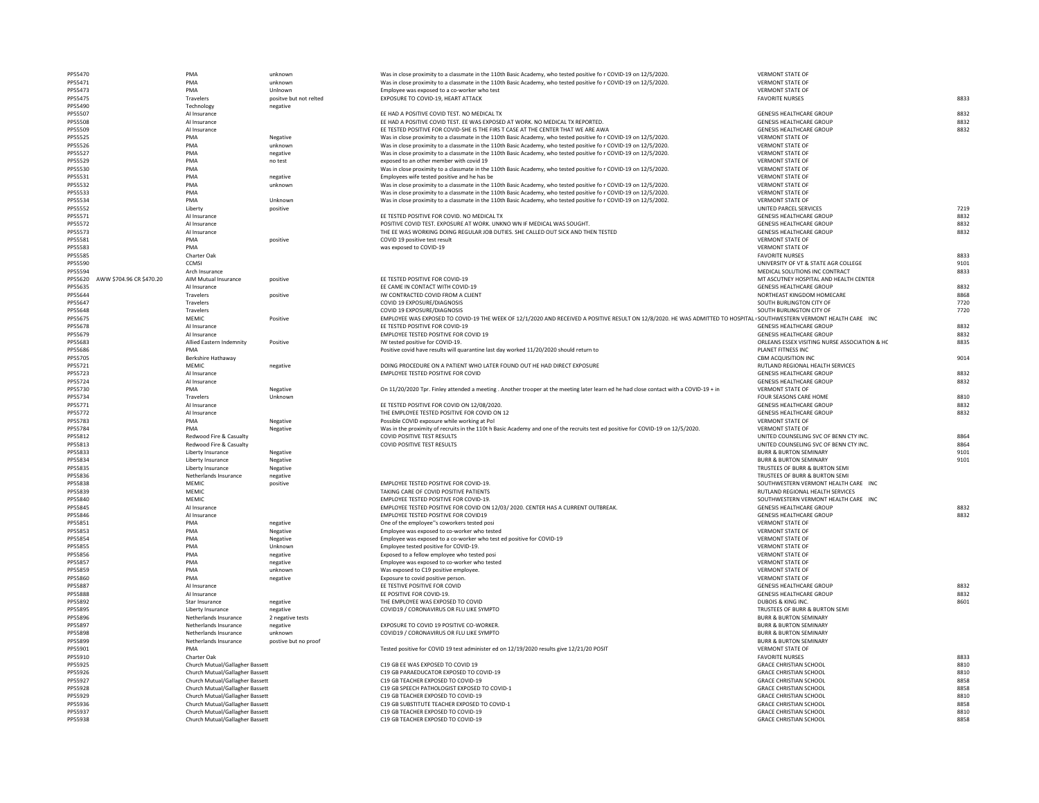| | | | | | | |
|---|---|---|---|---|---|---|
| PP55470 | | PMA | unknown | Was in close proximity to a classmate in the 110th Basic Academy, who tested positive fo r COVID-19 on 12/5/2020. | VERMONT STATE OF | |
| PP55471 | | PMA | unknown | Was in close proximity to a classmate in the 110th Basic Academy, who tested positive fo r COVID-19 on 12/5/2020. | VERMONT STATE OF | |
| PP55473 | | PMA | Unlnown | Employee was exposed to a co-worker who test | VERMONT STATE OF | |
| PP55475 | | Travelers | positve but not relted | EXPOSURE TO COVID-19, HEART ATTACK | FAVORITE NURSES | 8833 |
| PP55490 | | Technology | negative | | | |
| PP55507 | | AI Insurance | | EE HAD A POSITIVE COVID TEST. NO MEDICAL TX | GENESIS HEALTHCARE GROUP | 8832 |
| PP55508 | | AI Insurance | | EE HAD A POSITIVE COVID TEST. EE WAS EXPOSED AT WORK. NO MEDICAL TX REPORTED. | GENESIS HEALTHCARE GROUP | 8832 |
| PP55509 | | AI Insurance | | EE TESTED POSITIVE FOR COVID-SHE IS THE FIRS T CASE AT THE CENTER THAT WE ARE AWA | GENESIS HEALTHCARE GROUP | 8832 |
| PP55525 | | PMA | Negative | Was in close proximity to a classmate in the 110th Basic Academy, who tested positive fo r COVID-19 on 12/5/2020. | VERMONT STATE OF | |
| PP55526 | | PMA | unknown | Was in close proximity to a classmate in the 110th Basic Academy, who tested positive fo r COVID-19 on 12/5/2020. | VERMONT STATE OF | |
| PP55527 | | PMA | negative | Was in close proximity to a classmate in the 110th Basic Academy, who tested positive fo r COVID-19 on 12/5/2020. | VERMONT STATE OF | |
| PP55529 | | PMA | no test | exposed to an other member with covid 19 | VERMONT STATE OF | |
| PP55530 | | PMA | | Was in close proximity to a classmate in the 110th Basic Academy, who tested positive fo r COVID-19 on 12/5/2020. | VERMONT STATE OF | |
| PP55531 | | PMA | negative | Employees wife tested positive and he has be | VERMONT STATE OF | |
| PP55532 | | PMA | unknown | Was in close proximity to a classmate in the 110th Basic Academy, who tested positive fo r COVID-19 on 12/5/2020. | VERMONT STATE OF | |
| PP55533 | | PMA | | Was in close proximity to a classmate in the 110th Basic Academy, who tested positive fo r COVID-19 on 12/5/2020. | VERMONT STATE OF | |
| PP55534 | | PMA | Unknown | Was in close proximity to a classmate in the 110th Basic Academy, who tested positive fo r COVID-19 on 12/5/2002. | VERMONT STATE OF | |
| PP55552 | | Liberty | positive | | UNITED PARCEL SERVICES | 7219 |
| PP55571 | | AI Insurance | | EE TESTED POSITIVE FOR COVID. NO MEDICAL TX | GENESIS HEALTHCARE GROUP | 8832 |
| PP55572 | | AI Insurance | | POSITIVE COVID TEST. EXPOSURE AT WORK. UNKNO WN IF MEDICAL WAS SOUGHT. | GENESIS HEALTHCARE GROUP | 8832 |
| PP55573 | | AI Insurance | | THE EE WAS WORKING DOING REGULAR JOB DUTIES. SHE CALLED OUT SICK AND THEN TESTED | GENESIS HEALTHCARE GROUP | 8832 |
| PP55581 | | PMA | positive | COVID 19 positive test result | VERMONT STATE OF | |
| PP55583 | | PMA | | was exposed to COVID-19 | VERMONT STATE OF | |
| PP55585 | | Charter Oak | | | FAVORITE NURSES | 8833 |
| PP55590 | | CCMSI | | | UNIVERSITY OF VT & STATE AGR COLLEGE | 9101 |
| PP55594 | | Arch Insurance | | | MEDICAL SOLUTIONS INC CONTRACT | 8833 |
| PP55620 | AWW $704.96 CR $470.20 | AIM Mutual Insurance | positive | EE TESTED POSITIVE FOR COVID-19 | MT ASCUTNEY HOSPITAL AND HEALTH CENTER | |
| PP55635 | | AI Insurance | | EE CAME IN CONTACT WITH COVID-19 | GENESIS HEALTHCARE GROUP | 8832 |
| PP55644 | | Travelers | positive | IW CONTRACTED COVID FROM A CLIENT | NORTHEAST KINGDOM HOMECARE | 8868 |
| PP55647 | | Travelers | | COVID 19 EXPOSURE/DIAGNOSIS | SOUTH BURLINGTON CITY OF | 7720 |
| PP55648 | | Travelers | | COVID 19 EXPOSURE/DIAGNOSIS | SOUTH BURLINGTON CITY OF | 7720 |
| PP55675 | | MEMIC | Positive | EMPLOYEE WAS EXPOSED TO COVID-19 THE WEEK OF 12/1/2020 AND RECEIVED A POSITIVE RESULT ON 12/8/2020. HE WAS ADMITTED TO HOSPITAL | SOUTHWESTERN VERMONT HEALTH CARE INC | |
| PP55678 | | AI Insurance | | EE TESTED POSITIVE FOR COVID-19 | GENESIS HEALTHCARE GROUP | 8832 |
| PP55679 | | AI Insurance | | EMPLOYEE TESTED POSITIVE FOR COVID 19 | GENESIS HEALTHCARE GROUP | 8832 |
| PP55683 | | Allied Eastern Indemnity | Positive | IW tested positive for COVID-19. | ORLEANS ESSEX VISITING NURSE ASSOCIATION & HC | 8835 |
| PP55686 | | PMA | | Positive covid have results will quarantine last day worked 11/20/2020 should return to | PLANET FITNESS INC | |
| PP55705 | | Berkshire Hathaway | | | CBM ACQUISITION INC | 9014 |
| PP55721 | | MEMIC | negative | DOING PROCEDURE ON A PATIENT WHO LATER FOUND OUT HE HAD DIRECT EXPOSURE | RUTLAND REGIONAL HEALTH SERVICES | |
| PP55723 | | AI Insurance | | EMPLOYEE TESTED POSITIVE FOR COVID | GENESIS HEALTHCARE GROUP | 8832 |
| PP55724 | | AI Insurance | | | GENESIS HEALTHCARE GROUP | 8832 |
| PP55730 | | PMA | Negative | On 11/20/2020 Tpr. Finley attended a meeting . Another trooper at the meeting later learn ed he had close contact with a COVID-19 + in | VERMONT STATE OF | |
| PP55734 | | Travelers | Unknown | | FOUR SEASONS CARE HOME | 8810 |
| PP55771 | | AI Insurance | | EE TESTED POSITIVE FOR COVID ON 12/08/2020. | GENESIS HEALTHCARE GROUP | 8832 |
| PP55772 | | AI Insurance | | THE EMPLOYEE TESTED POSITIVE FOR COVID ON 12 | GENESIS HEALTHCARE GROUP | 8832 |
| PP55783 | | PMA | Negative | Possible COVID exposure while working at Pol | VERMONT STATE OF | |
| PP55784 | | PMA | Negative | Was in the proximity of recruits in the 110t h Basic Academy and one of the recruits test ed positive for COVID-19 on 12/5/2020. | VERMONT STATE OF | |
| PP55812 | | Redwood Fire & Casualty | | COVID POSITIVE TEST RESULTS | UNITED COUNSELING SVC OF BENN CTY INC. | 8864 |
| PP55813 | | Redwood Fire & Casualty | | COVID POSITIVE TEST RESULTS | UNITED COUNSELING SVC OF BENN CTY INC. | 8864 |
| PP55833 | | Liberty Insurance | Negative | | BURR & BURTON SEMINARY | 9101 |
| PP55834 | | Liberty Insurance | Negative | | BURR & BURTON SEMINARY | 9101 |
| PP55835 | | Liberty Insurance | Negative | | TRUSTEES OF BURR & BURTON SEMI | |
| PP55836 | | Netherlands Insurance | negative | | TRUSTEES OF BURR & BURTON SEMI | |
| PP55838 | | MEMIC | positive | EMPLOYEE TESTED POSITIVE FOR COVID-19. | SOUTHWESTERN VERMONT HEALTH CARE INC | |
| PP55839 | | MEMIC | | TAKING CARE OF COVID POSITIVE PATIENTS | RUTLAND REGIONAL HEALTH SERVICES | |
| PP55840 | | MEMIC | | EMPLOYEE TESTED POSITIVE FOR COVID-19. | SOUTHWESTERN VERMONT HEALTH CARE INC | |
| PP55845 | | AI Insurance | | EMPLOYEE TESTED POSITIVE FOR COVID ON 12/03/ 2020. CENTER HAS A CURRENT OUTBREAK. | GENESIS HEALTHCARE GROUP | 8832 |
| PP55846 | | AI Insurance | | EMPLOYEE TESTED POSITIVE FOR COVID19 | GENESIS HEALTHCARE GROUP | 8832 |
| PP55851 | | PMA | negative | One of the employee"s coworkers tested posi | VERMONT STATE OF | |
| PP55853 | | PMA | Negative | Employee was exposed to co-worker who tested | VERMONT STATE OF | |
| PP55854 | | PMA | Negative | Employee was exposed to a co-worker who test ed positive for COVID-19 | VERMONT STATE OF | |
| PP55855 | | PMA | Unknown | Employee tested positive for COVID-19. | VERMONT STATE OF | |
| PP55856 | | PMA | negative | Exposed to a fellow employee who tested posi | VERMONT STATE OF | |
| PP55857 | | PMA | negative | Employee was exposed to co-worker who tested | VERMONT STATE OF | |
| PP55859 | | PMA | unknown | Was exposed to C19 positive employee. | VERMONT STATE OF | |
| PP55860 | | PMA | negative | Exposure to covid positive person. | VERMONT STATE OF | |
| PP55887 | | AI Insurance | | EE TESTIVE POSITIVE FOR COVID | GENESIS HEALTHCARE GROUP | 8832 |
| PP55888 | | AI Insurance | | EE POSITIVE FOR COVID-19. | GENESIS HEALTHCARE GROUP | 8832 |
| PP55892 | | Star Insurance | negative | THE EMPLOYEE WAS EXPOSED TO COVID | DUBOIS & KING INC. | 8601 |
| PP55895 | | Liberty Insurance | negative | COVID19 / CORONAVIRUS OR FLU LIKE SYMPTO | TRUSTEES OF BURR & BURTON SEMI | |
| PP55896 | | Netherlands Insurance | 2 negative tests | | BURR & BURTON SEMINARY | |
| PP55897 | | Netherlands Insurance | negative | EXPOSURE TO COVID 19 POSITIVE CO-WORKER. | BURR & BURTON SEMINARY | |
| PP55898 | | Netherlands Insurance | unknown | COVID19 / CORONAVIRUS OR FLU LIKE SYMPTO | BURR & BURTON SEMINARY | |
| PP55899 | | Netherlands Insurance | postive but no proof | | BURR & BURTON SEMINARY | |
| PP55901 | | PMA | | Tested positive for COVID 19 test administer ed on 12/19/2020 results give 12/21/20 POSIT | VERMONT STATE OF | |
| PP55910 | | Charter Oak | | | FAVORITE NURSES | 8833 |
| PP55925 | | Church Mutual/Gallagher Bassett | | C19 GB EE WAS EXPOSED TO COVID 19 | GRACE CHRISTIAN SCHOOL | 8810 |
| PP55926 | | Church Mutual/Gallagher Bassett | | C19 GB PARAEDUCATOR EXPOSED TO COVID-19 | GRACE CHRISTIAN SCHOOL | 8810 |
| PP55927 | | Church Mutual/Gallagher Bassett | | C19 GB TEACHER EXPOSED TO COVID-19 | GRACE CHRISTIAN SCHOOL | 8858 |
| PP55928 | | Church Mutual/Gallagher Bassett | | C19 GB SPEECH PATHOLOGIST EXPOSED TO COVID-1 | GRACE CHRISTIAN SCHOOL | 8858 |
| PP55929 | | Church Mutual/Gallagher Bassett | | C19 GB TEACHER EXPOSED TO COVID-19 | GRACE CHRISTIAN SCHOOL | 8810 |
| PP55936 | | Church Mutual/Gallagher Bassett | | C19 GB SUBSTITUTE TEACHER EXPOSED TO COVID-1 | GRACE CHRISTIAN SCHOOL | 8858 |
| PP55937 | | Church Mutual/Gallagher Bassett | | C19 GB TEACHER EXPOSED TO COVID-19 | GRACE CHRISTIAN SCHOOL | 8810 |
| PP55938 | | Church Mutual/Gallagher Bassett | | C19 GB TEACHER EXPOSED TO COVID-19 | GRACE CHRISTIAN SCHOOL | 8858 |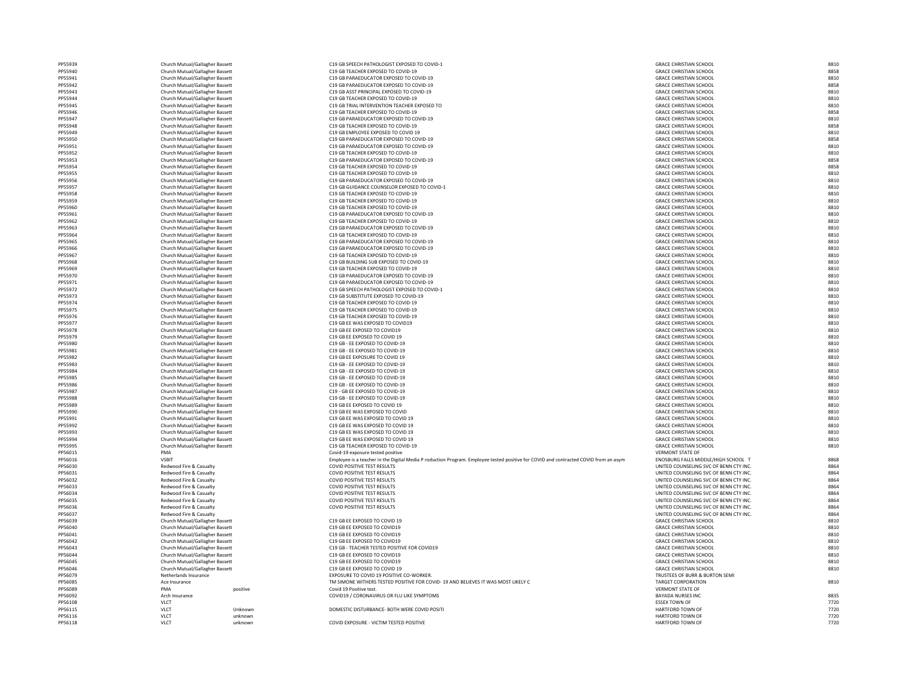| | | | | | |
|---|---|---|---|---|---|
| PP55939 | Church Mutual/Gallagher Bassett | | C19 GB SPEECH PATHOLOGIST EXPOSED TO COVID-1 | GRACE CHRISTIAN SCHOOL | 8810 |
| PP55940 | Church Mutual/Gallagher Bassett | | C19 GB TEACHER EXPOSED TO COVID-19 | GRACE CHRISTIAN SCHOOL | 8858 |
| PP55941 | Church Mutual/Gallagher Bassett | | C19 GB PARAEDUCATOR EXPOSED TO COVID-19 | GRACE CHRISTIAN SCHOOL | 8810 |
| PP55942 | Church Mutual/Gallagher Bassett | | C19 GB PARAEDUCATOR EXPOSED TO COVID-19 | GRACE CHRISTIAN SCHOOL | 8858 |
| PP55943 | Church Mutual/Gallagher Bassett | | C19 GB ASST PRINCIPAL EXPOSED TO COVID-19 | GRACE CHRISTIAN SCHOOL | 8810 |
| PP55944 | Church Mutual/Gallagher Bassett | | C19 GB TEACHER EXPOSED TO COVID-19 | GRACE CHRISTIAN SCHOOL | 8810 |
| PP55945 | Church Mutual/Gallagher Bassett | | C19 GB TRIAL INTERVENTION TEACHER EXPOSED TO | GRACE CHRISTIAN SCHOOL | 8810 |
| PP55946 | Church Mutual/Gallagher Bassett | | C19 GB TEACHER EXPOSED TO COVID-19 | GRACE CHRISTIAN SCHOOL | 8858 |
| PP55947 | Church Mutual/Gallagher Bassett | | C19 GB PARAEDUCATOR EXPOSED TO COVID-19 | GRACE CHRISTIAN SCHOOL | 8810 |
| PP55948 | Church Mutual/Gallagher Bassett | | C19 GB TEACHER EXPOSED TO COVID-19 | GRACE CHRISTIAN SCHOOL | 8858 |
| PP55949 | Church Mutual/Gallagher Bassett | | C19 GB EMPLOYEE EXPOSED TO COVID 19 | GRACE CHRISTIAN SCHOOL | 8810 |
| PP55950 | Church Mutual/Gallagher Bassett | | C19 GB PARAEDUCATOR EXPOSED TO COVID-19 | GRACE CHRISTIAN SCHOOL | 8858 |
| PP55951 | Church Mutual/Gallagher Bassett | | C19 GB PARAEDUCATOR EXPOSED TO COVID-19 | GRACE CHRISTIAN SCHOOL | 8810 |
| PP55952 | Church Mutual/Gallagher Bassett | | C19 GB TEACHER EXPOSED TO COVID-19 | GRACE CHRISTIAN SCHOOL | 8810 |
| PP55953 | Church Mutual/Gallagher Bassett | | C19 GB PARAEDUCATOR EXPOSED TO COVID-19 | GRACE CHRISTIAN SCHOOL | 8858 |
| PP55954 | Church Mutual/Gallagher Bassett | | C19 GB TEACHER EXPOSED TO COVID-19 | GRACE CHRISTIAN SCHOOL | 8858 |
| PP55955 | Church Mutual/Gallagher Bassett | | C19 GB TEACHER EXPOSED TO COVID-19 | GRACE CHRISTIAN SCHOOL | 8810 |
| PP55956 | Church Mutual/Gallagher Bassett | | C19 GB PARAEDUCATOR EXPOSED TO COVID-19 | GRACE CHRISTIAN SCHOOL | 8810 |
| PP55957 | Church Mutual/Gallagher Bassett | | C19 GB GUIDANCE COUNSELOR EXPOSED TO COVID-1 | GRACE CHRISTIAN SCHOOL | 8810 |
| PP55958 | Church Mutual/Gallagher Bassett | | C19 GB TEACHER EXPOSED TO COVID-19 | GRACE CHRISTIAN SCHOOL | 8810 |
| PP55959 | Church Mutual/Gallagher Bassett | | C19 GB TEACHER EXPOSED TO COVID-19 | GRACE CHRISTIAN SCHOOL | 8810 |
| PP55960 | Church Mutual/Gallagher Bassett | | C19 GB TEACHER EXPOSED TO COVID-19 | GRACE CHRISTIAN SCHOOL | 8810 |
| PP55961 | Church Mutual/Gallagher Bassett | | C19 GB PARAEDUCATOR EXPOSED TO COVID-19 | GRACE CHRISTIAN SCHOOL | 8810 |
| PP55962 | Church Mutual/Gallagher Bassett | | C19 GB TEACHER EXPOSED TO COVID-19 | GRACE CHRISTIAN SCHOOL | 8810 |
| PP55963 | Church Mutual/Gallagher Bassett | | C19 GB PARAEDUCATOR EXPOSED TO COVID-19 | GRACE CHRISTIAN SCHOOL | 8810 |
| PP55964 | Church Mutual/Gallagher Bassett | | C19 GB TEACHER EXPOSED TO COVID-19 | GRACE CHRISTIAN SCHOOL | 8810 |
| PP55965 | Church Mutual/Gallagher Bassett | | C19 GB PARAEDUCATOR EXPOSED TO COVID-19 | GRACE CHRISTIAN SCHOOL | 8810 |
| PP55966 | Church Mutual/Gallagher Bassett | | C19 GB PARAEDUCATOR EXPOSED TO COVID-19 | GRACE CHRISTIAN SCHOOL | 8810 |
| PP55967 | Church Mutual/Gallagher Bassett | | C19 GB TEACHER EXPOSED TO COVID-19 | GRACE CHRISTIAN SCHOOL | 8810 |
| PP55968 | Church Mutual/Gallagher Bassett | | C19 GB BUILDING SUB EXPOSED TO COVID-19 | GRACE CHRISTIAN SCHOOL | 8810 |
| PP55969 | Church Mutual/Gallagher Bassett | | C19 GB TEACHER EXPOSED TO COVID-19 | GRACE CHRISTIAN SCHOOL | 8810 |
| PP55970 | Church Mutual/Gallagher Bassett | | C19 GB PARAEDUCATOR EXPOSED TO COVID-19 | GRACE CHRISTIAN SCHOOL | 8810 |
| PP55971 | Church Mutual/Gallagher Bassett | | C19 GB PARAEDUCATOR EXPOSED TO COVID-19 | GRACE CHRISTIAN SCHOOL | 8810 |
| PP55972 | Church Mutual/Gallagher Bassett | | C19 GB SPEECH PATHOLOGIST EXPOSED TO COVID-1 | GRACE CHRISTIAN SCHOOL | 8810 |
| PP55973 | Church Mutual/Gallagher Bassett | | C19 GB SUBSTITUTE EXPOSED TO COVID-19 | GRACE CHRISTIAN SCHOOL | 8810 |
| PP55974 | Church Mutual/Gallagher Bassett | | C19 GB TEACHER EXPOSED TO COVID-19 | GRACE CHRISTIAN SCHOOL | 8810 |
| PP55975 | Church Mutual/Gallagher Bassett | | C19 GB TEACHER EXPOSED TO COVID-19 | GRACE CHRISTIAN SCHOOL | 8810 |
| PP55976 | Church Mutual/Gallagher Bassett | | C19 GB TEACHER EXPOSED TO COVID-19 | GRACE CHRISTIAN SCHOOL | 8810 |
| PP55977 | Church Mutual/Gallagher Bassett | | C19 GB EE WAS EXPOSED TO COVID19 | GRACE CHRISTIAN SCHOOL | 8810 |
| PP55978 | Church Mutual/Gallagher Bassett | | C19 GB EE EXPOSED TO COVID19 | GRACE CHRISTIAN SCHOOL | 8810 |
| PP55979 | Church Mutual/Gallagher Bassett | | C19 GB EE EXPOSED TO COVID 19 | GRACE CHRISTIAN SCHOOL | 8810 |
| PP55980 | Church Mutual/Gallagher Bassett | | C19 GB - EE EXPOSED TO COVID-19 | GRACE CHRISTIAN SCHOOL | 8810 |
| PP55981 | Church Mutual/Gallagher Bassett | | C19 GB - EE EXPOSED TO COVID-19 | GRACE CHRISTIAN SCHOOL | 8810 |
| PP55982 | Church Mutual/Gallagher Bassett | | C19 GB EE EXPOSURE TO COVID 19 | GRACE CHRISTIAN SCHOOL | 8810 |
| PP55983 | Church Mutual/Gallagher Bassett | | C19 GB - EE EXPOSED TO COVID-19 | GRACE CHRISTIAN SCHOOL | 8810 |
| PP55984 | Church Mutual/Gallagher Bassett | | C19 GB - EE EXPOSED TO COVID-19 | GRACE CHRISTIAN SCHOOL | 8810 |
| PP55985 | Church Mutual/Gallagher Bassett | | C19 GB - EE EXPOSED TO COVID-19 | GRACE CHRISTIAN SCHOOL | 8810 |
| PP55986 | Church Mutual/Gallagher Bassett | | C19 GB - EE EXPOSED TO COVID-19 | GRACE CHRISTIAN SCHOOL | 8810 |
| PP55987 | Church Mutual/Gallagher Bassett | | C19 - GB EE EXPOSED TO COVID-19 | GRACE CHRISTIAN SCHOOL | 8810 |
| PP55988 | Church Mutual/Gallagher Bassett | | C19 GB - EE EXPOSED TO COVID-19 | GRACE CHRISTIAN SCHOOL | 8810 |
| PP55989 | Church Mutual/Gallagher Bassett | | C19 GB EE EXPOSED TO COVID 19 | GRACE CHRISTIAN SCHOOL | 8810 |
| PP55990 | Church Mutual/Gallagher Bassett | | C19 GB EE WAS EXPOSED TO COVID | GRACE CHRISTIAN SCHOOL | 8810 |
| PP55991 | Church Mutual/Gallagher Bassett | | C19 GB EE WAS EXPOSED TO COVID 19 | GRACE CHRISTIAN SCHOOL | 8810 |
| PP55992 | Church Mutual/Gallagher Bassett | | C19 GB EE WAS EXPOSED TO COVID 19 | GRACE CHRISTIAN SCHOOL | 8810 |
| PP55993 | Church Mutual/Gallagher Bassett | | C19 GB EE WAS EXPOSED TO COVID 19 | GRACE CHRISTIAN SCHOOL | 8810 |
| PP55994 | Church Mutual/Gallagher Bassett | | C19 GB EE WAS EXPOSED TO COVID 19 | GRACE CHRISTIAN SCHOOL | 8810 |
| PP55995 | Church Mutual/Gallagher Bassett | | C19 GB TEACHER EXPOSED TO COVID-19 | GRACE CHRISTIAN SCHOOL | 8810 |
| PP56015 | PMA | | Covid-19 exposure tested positive | VERMONT STATE OF | |
| PP56016 | VSBIT | | Employee is a teacher in the Digital Media P roduction Program. Employee tested positive for COVID and contracted COVID from an asym | ENOSBURG FALLS MIDDLE/HIGH SCHOOL T | 8868 |
| PP56030 | Redwood Fire & Casualty | | COVID POSITIVE TEST RESULTS | UNITED COUNSELING SVC OF BENN CTY INC. | 8864 |
| PP56031 | Redwood Fire & Casualty | | COVID POSITIVE TEST RESULTS | UNITED COUNSELING SVC OF BENN CTY INC. | 8864 |
| PP56032 | Redwood Fire & Casualty | | COVID POSITIVE TEST RESULTS | UNITED COUNSELING SVC OF BENN CTY INC. | 8864 |
| PP56033 | Redwood Fire & Casualty | | COVID POSITIVE TEST RESULTS | UNITED COUNSELING SVC OF BENN CTY INC. | 8864 |
| PP56034 | Redwood Fire & Casualty | | COVID POSITIVE TEST RESULTS | UNITED COUNSELING SVC OF BENN CTY INC. | 8864 |
| PP56035 | Redwood Fire & Casualty | | COVID POSITIVE TEST RESULTS | UNITED COUNSELING SVC OF BENN CTY INC. | 8864 |
| PP56036 | Redwood Fire & Casualty | | COVID POSITIVE TEST RESULTS | UNITED COUNSELING SVC OF BENN CTY INC. | 8864 |
| PP56037 | Redwood Fire & Casualty | | | UNITED COUNSELING SVC OF BENN CTY INC. | 8864 |
| PP56039 | Church Mutual/Gallagher Bassett | | C19 GB EE EXPOSED TO COVID 19 | GRACE CHRISTIAN SCHOOL | 8810 |
| PP56040 | Church Mutual/Gallagher Bassett | | C19 GB EE EXPOSED TO COVID19 | GRACE CHRISTIAN SCHOOL | 8810 |
| PP56041 | Church Mutual/Gallagher Bassett | | C19 GB EE EXPOSED TO COVID19 | GRACE CHRISTIAN SCHOOL | 8810 |
| PP56042 | Church Mutual/Gallagher Bassett | | C19 GB EE EXPOSED TO COVID19 | GRACE CHRISTIAN SCHOOL | 8810 |
| PP56043 | Church Mutual/Gallagher Bassett | | C19 GB - TEACHER TESTED POSITIVE FOR COVID19 | GRACE CHRISTIAN SCHOOL | 8810 |
| PP56044 | Church Mutual/Gallagher Bassett | | C19 GB EE EXPOSED TO COVID19 | GRACE CHRISTIAN SCHOOL | 8810 |
| PP56045 | Church Mutual/Gallagher Bassett | | C19 GB EE EXPOSED TO COVID19 | GRACE CHRISTIAN SCHOOL | 8810 |
| PP56046 | Church Mutual/Gallagher Bassett | | C19 GB EE EXPOSED TO COVID 19 | GRACE CHRISTIAN SCHOOL | 8810 |
| PP56079 | Netherlands Insurance | | EXPOSURE TO COVID 19 POSITIVE CO-WORKER. | TRUSTEES OF BURR & BURTON SEMI | |
| PP56085 | Ace Insurance | | TM SIMONE WITHERS TESTED POSITIVE FOR COVID- 19 AND BELIEVES IT WAS MOST LIKELY C | TARGET CORPORATION | 8810 |
| PP56089 | PMA | positive | Covid 19 Positive test. | VERMONT STATE OF | |
| PP56092 | Arch Insurance | | COVID19 / CORONAVIRUS OR FLU LIKE SYMPTOMS | BAYADA NURSES INC | 8835 |
| PP56108 | VLCT | | | ESSEX TOWN OF | 7720 |
| PP56115 | VLCT | Unknown | DOMESTIC DISTURBANCE- BOTH WERE COVID POSITI | HARTFORD TOWN OF | 7720 |
| PP56116 | VLCT | unknown | | HARTFORD TOWN OF | 7720 |
| PP56118 | VLCT | unknown | COVID EXPOSURE - VICTIM TESTED POSITIVE | HARTFORD TOWN OF | 7720 |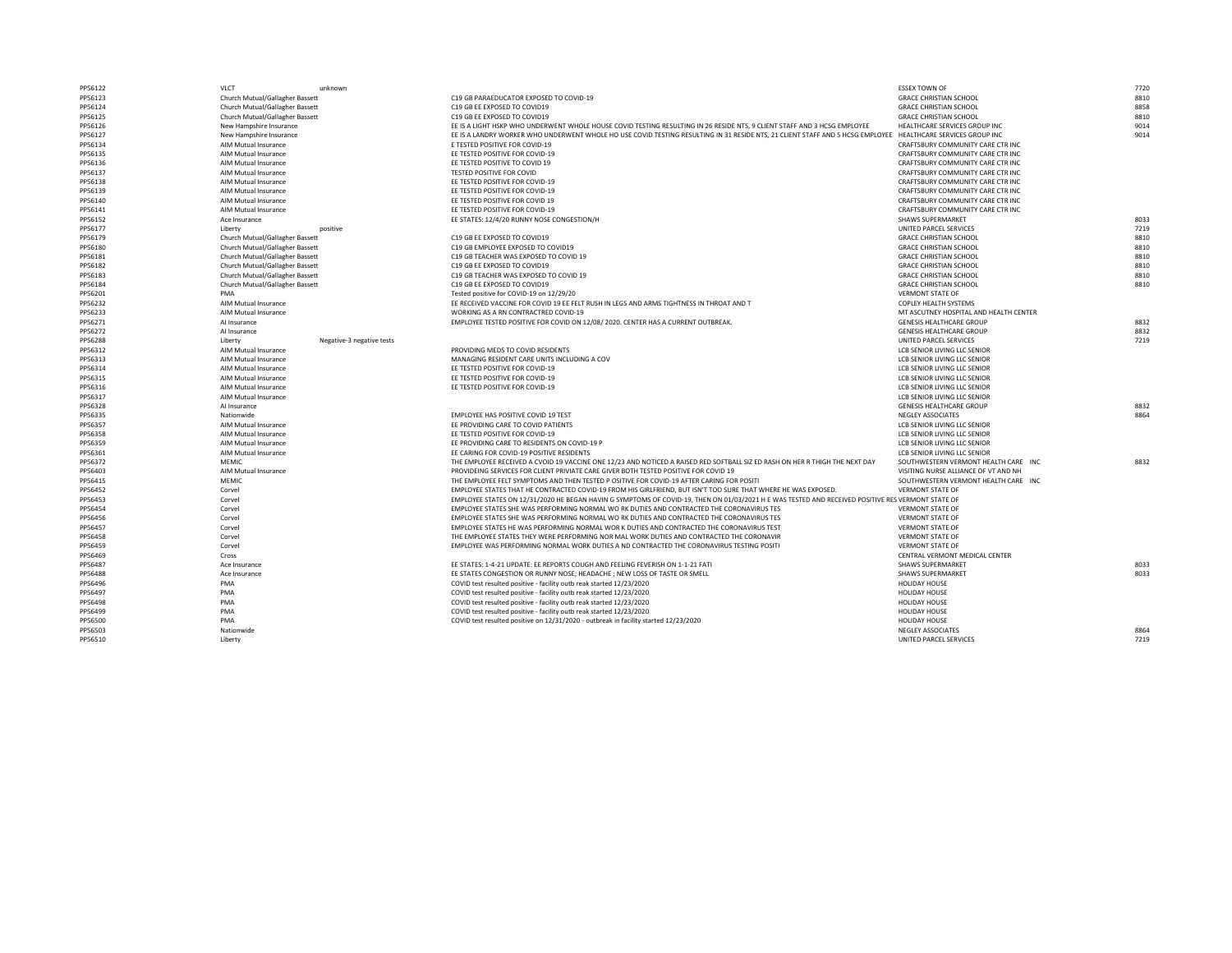| | | | | | |
|---|---|---|---|---|---|
| PP56122 | VLCT | unknown | | ESSEX TOWN OF | 7720 |
| PP56123 | Church Mutual/Gallagher Bassett | | C19 GB PARAEDUCATOR EXPOSED TO COVID-19 | GRACE CHRISTIAN SCHOOL | 8810 |
| PP56124 | Church Mutual/Gallagher Bassett | | C19 GB EE EXPOSED TO COVID19 | GRACE CHRISTIAN SCHOOL | 8858 |
| PP56125 | Church Mutual/Gallagher Bassett | | C19 GB EE EXPOSED TO COVID19 | GRACE CHRISTIAN SCHOOL | 8810 |
| PP56126 | New Hampshire Insurance | | EE IS A LIGHT HSKP WHO UNDERWENT WHOLE HOUSE COVID TESTING RESULTING IN 26 RESIDE NTS, 9 CLIENT STAFF AND 3 HCSG EMPLOYEE | HEALTHCARE SERVICES GROUP INC | 9014 |
| PP56127 | New Hampshire Insurance | | EE IS A LANDRY WORKER WHO UNDERWENT WHOLE HO USE COVID TESTING RESULTING IN 31 RESIDE NTS, 21 CLIENT STAFF AND 5 HCSG EMPLOYEE | HEALTHCARE SERVICES GROUP INC | 9014 |
| PP56134 | AIM Mutual Insurance | | E TESTED POSITIVE FOR COVID-19 | CRAFTSBURY COMMUNITY CARE CTR INC | |
| PP56135 | AIM Mutual Insurance | | EE TESTED POSITIVE FOR COVID-19 | CRAFTSBURY COMMUNITY CARE CTR INC | |
| PP56136 | AIM Mutual Insurance | | EE TESTED POSITIVE TO COVID 19 | CRAFTSBURY COMMUNITY CARE CTR INC | |
| PP56137 | AIM Mutual Insurance | | TESTED POSITIVE FOR COVID | CRAFTSBURY COMMUNITY CARE CTR INC | |
| PP56138 | AIM Mutual Insurance | | EE TESTED POSITIVE FOR COVID-19 | CRAFTSBURY COMMUNITY CARE CTR INC | |
| PP56139 | AIM Mutual Insurance | | EE TESTED POSITIVE FOR COVID-19 | CRAFTSBURY COMMUNITY CARE CTR INC | |
| PP56140 | AIM Mutual Insurance | | EE TESTED POSITIVE FOR COVID 19 | CRAFTSBURY COMMUNITY CARE CTR INC | |
| PP56141 | AIM Mutual Insurance | | EE TESTED POSITIVE FOR COVID-19 | CRAFTSBURY COMMUNITY CARE CTR INC | |
| PP56152 | Ace Insurance | | EE STATES: 12/4/20 RUNNY NOSE CONGESTION/H | SHAWS SUPERMARKET | 8033 |
| PP56177 | Liberty | positive | | UNITED PARCEL SERVICES | 7219 |
| PP56179 | Church Mutual/Gallagher Bassett | | C19 GB EE EXPOSED TO COVID19 | GRACE CHRISTIAN SCHOOL | 8810 |
| PP56180 | Church Mutual/Gallagher Bassett | | C19 GB EMPLOYEE EXPOSED TO COVID19 | GRACE CHRISTIAN SCHOOL | 8810 |
| PP56181 | Church Mutual/Gallagher Bassett | | C19 GB TEACHER WAS EXPOSED TO COVID 19 | GRACE CHRISTIAN SCHOOL | 8810 |
| PP56182 | Church Mutual/Gallagher Bassett | | C19 GB EE EXPOSED TO COVID19 | GRACE CHRISTIAN SCHOOL | 8810 |
| PP56183 | Church Mutual/Gallagher Bassett | | C19 GB TEACHER WAS EXPOSED TO COVID 19 | GRACE CHRISTIAN SCHOOL | 8810 |
| PP56184 | Church Mutual/Gallagher Bassett | | C19 GB EE EXPOSED TO COVID19 | GRACE CHRISTIAN SCHOOL | 8810 |
| PP56201 | PMA | | Tested positive for COVID-19 on 12/29/20 | VERMONT STATE OF | |
| PP56232 | AIM Mutual Insurance | | EE RECEIVED VACCINE FOR COVID 19 EE FELT RUSH IN LEGS AND ARMS TIGHTNESS IN THROAT AND T | COPLEY HEALTH SYSTEMS | |
| PP56233 | AIM Mutual Insurance | | WORKING AS A RN CONTRACTRED COVID-19 | MT ASCUTNEY HOSPITAL AND HEALTH CENTER | |
| PP56271 | AI Insurance | | EMPLOYEE TESTED POSITIVE FOR COVID ON 12/08/ 2020. CENTER HAS A CURRENT OUTBREAK. | GENESIS HEALTHCARE GROUP | 8832 |
| PP56272 | AI Insurance | | | GENESIS HEALTHCARE GROUP | 8832 |
| PP56288 | Liberty | Negative-3 negative tests | | UNITED PARCEL SERVICES | 7219 |
| PP56312 | AIM Mutual Insurance | | PROVIDING MEDS TO COVID RESIDENTS | LCB SENIOR LIVING LLC SENIOR | |
| PP56313 | AIM Mutual Insurance | | MANAGING RESIDENT CARE UNITS INCLUDING A COV | LCB SENIOR LIVING LLC SENIOR | |
| PP56314 | AIM Mutual Insurance | | EE TESTED POSITIVE FOR COVID-19 | LCB SENIOR LIVING LLC SENIOR | |
| PP56315 | AIM Mutual Insurance | | EE TESTED POSITIVE FOR COVID-19 | LCB SENIOR LIVING LLC SENIOR | |
| PP56316 | AIM Mutual Insurance | | EE TESTED POSITIVE FOR COVID-19 | LCB SENIOR LIVING LLC SENIOR | |
| PP56317 | AIM Mutual Insurance | | | LCB SENIOR LIVING LLC SENIOR | |
| PP56328 | AI Insurance | | | GENESIS HEALTHCARE GROUP | 8832 |
| PP56335 | Nationwide | | EMPLOYEE HAS POSITIVE COVID 19 TEST | NEGLEY ASSOCIATES | 8864 |
| PP56357 | AIM Mutual Insurance | | EE PROVIDING CARE TO COVID PATIENTS | LCB SENIOR LIVING LLC SENIOR | |
| PP56358 | AIM Mutual Insurance | | EE TESTED POSITIVE FOR COVID-19 | LCB SENIOR LIVING LLC SENIOR | |
| PP56359 | AIM Mutual Insurance | | EE PROVIDING CARE TO RESIDENTS ON COVID-19 P | LCB SENIOR LIVING LLC SENIOR | |
| PP56361 | AIM Mutual Insurance | | EE CARING FOR COVID-19 POSITIVE RESIDENTS | LCB SENIOR LIVING LLC SENIOR | |
| PP56372 | MEMIC | | THE EMPLOYEE RECEIVED A CVOID 19 VACCINE ONE 12/23 AND NOTICED A RAISED RED SOFTBALL SIZ ED RASH ON HER R THIGH THE NEXT DAY | SOUTHWESTERN VERMONT HEALTH CARE INC | 8832 |
| PP56403 | AIM Mutual Insurance | | PROVIDEING SERVICES FOR CLIENT PRIVIATE CARE GIVER BOTH TESTED POSITIVE FOR COVID 19 | VISITING NURSE ALLIANCE OF VT AND NH | |
| PP56415 | MEMIC | | THE EMPLOYEE FELT SYMPTOMS AND THEN TESTED P OSITIVE FOR COVID-19 AFTER CARING FOR POSITI | SOUTHWESTERN VERMONT HEALTH CARE INC | |
| PP56452 | Corvel | | EMPLOYEE STATES THAT HE CONTRACTED COVID-19 FROM HIS GIRLFRIEND, BUT ISN'T TOO SURE THAT WHERE HE WAS EXPOSED. | VERMONT STATE OF | |
| PP56453 | Corvel | | EMPLOYEE STATES ON 12/31/2020 HE BEGAN HAVIN G SYMPTOMS OF COVID-19, THEN ON 01/03/2021 H E WAS TESTED AND RECEIVED POSITIVE RES | VERMONT STATE OF | |
| PP56454 | Corvel | | EMPLOYEE STATES SHE WAS PERFORMING NORMAL WO RK DUTIES AND CONTRACTED THE CORONAVIRUS TES | VERMONT STATE OF | |
| PP56456 | Corvel | | EMPLOYEE STATES SHE WAS PERFORMING NORMAL WO RK DUTIES AND CONTRACTED THE CORONAVIRUS TES | VERMONT STATE OF | |
| PP56457 | Corvel | | EMPLOYEE STATES HE WAS PERFORMING NORMAL WOR K DUTIES AND CONTRACTED THE CORONAVIRUS TEST | VERMONT STATE OF | |
| PP56458 | Corvel | | THE EMPLOYEE STATES THEY WERE PERFORMING NOR MAL WORK DUTIES AND CONTRACTED THE CORONAVIR | VERMONT STATE OF | |
| PP56459 | Corvel | | EMPLOYEE WAS PERFORMING NORMAL WORK DUTIES A ND CONTRACTED THE CORONAVIRUS TESTING POSITI | VERMONT STATE OF | |
| PP56469 | Cross | | | CENTRAL VERMONT MEDICAL CENTER | |
| PP56487 | Ace Insurance | | EE STATES: 1-4-21 UPDATE: EE REPORTS COUGH AND FEELING FEVERISH ON 1-1-21 FATI | SHAWS SUPERMARKET | 8033 |
| PP56488 | Ace Insurance | | EE STATES CONGESTION OR RUNNY NOSE; HEADACHE ; NEW LOSS OF TASTE OR SMELL | SHAWS SUPERMARKET | 8033 |
| PP56496 | PMA | | COVID test resulted positive - facility outb reak started 12/23/2020 | HOLIDAY HOUSE | |
| PP56497 | PMA | | COVID test resulted positive - facility outb reak started 12/23/2020 | HOLIDAY HOUSE | |
| PP56498 | PMA | | COVID test resulted positive - facility outb reak started 12/23/2020 | HOLIDAY HOUSE | |
| PP56499 | PMA | | COVID test resulted positive - facility outb reak started 12/23/2020 | HOLIDAY HOUSE | |
| PP56500 | PMA | | COVID test resulted positive on 12/31/2020 - outbreak in facility started 12/23/2020 | HOLIDAY HOUSE | |
| PP56503 | Nationwide | | | NEGLEY ASSOCIATES | 8864 |
| PP56510 | Liberty | | | UNITED PARCEL SERVICES | 7219 |